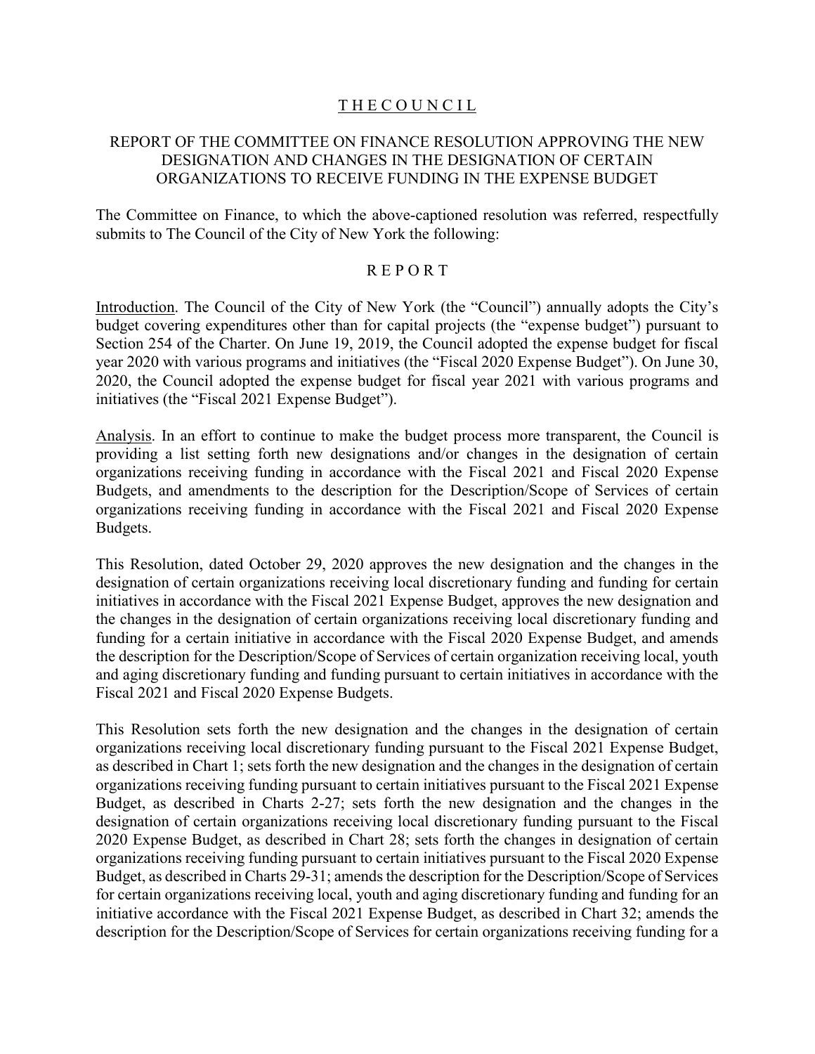# T H E C O U N C I L

## REPORT OF THE COMMITTEE ON FINANCE RESOLUTION APPROVING THE NEW DESIGNATION AND CHANGES IN THE DESIGNATION OF CERTAIN ORGANIZATIONS TO RECEIVE FUNDING IN THE EXPENSE BUDGET

The Committee on Finance, to which the above-captioned resolution was referred, respectfully submits to The Council of the City of New York the following:

## R E P O R T

Introduction. The Council of the City of New York (the "Council") annually adopts the City's budget covering expenditures other than for capital projects (the "expense budget") pursuant to Section 254 of the Charter. On June 19, 2019, the Council adopted the expense budget for fiscal year 2020 with various programs and initiatives (the "Fiscal 2020 Expense Budget"). On June 30, 2020, the Council adopted the expense budget for fiscal year 2021 with various programs and initiatives (the "Fiscal 2021 Expense Budget").

Analysis. In an effort to continue to make the budget process more transparent, the Council is providing a list setting forth new designations and/or changes in the designation of certain organizations receiving funding in accordance with the Fiscal 2021 and Fiscal 2020 Expense Budgets, and amendments to the description for the Description/Scope of Services of certain organizations receiving funding in accordance with the Fiscal 2021 and Fiscal 2020 Expense Budgets.

This Resolution, dated October 29, 2020 approves the new designation and the changes in the designation of certain organizations receiving local discretionary funding and funding for certain initiatives in accordance with the Fiscal 2021 Expense Budget, approves the new designation and the changes in the designation of certain organizations receiving local discretionary funding and funding for a certain initiative in accordance with the Fiscal 2020 Expense Budget, and amends the description for the Description/Scope of Services of certain organization receiving local, youth and aging discretionary funding and funding pursuant to certain initiatives in accordance with the Fiscal 2021 and Fiscal 2020 Expense Budgets.

This Resolution sets forth the new designation and the changes in the designation of certain organizations receiving local discretionary funding pursuant to the Fiscal 2021 Expense Budget, as described in Chart 1; sets forth the new designation and the changes in the designation of certain organizations receiving funding pursuant to certain initiatives pursuant to the Fiscal 2021 Expense Budget, as described in Charts 2-27; sets forth the new designation and the changes in the designation of certain organizations receiving local discretionary funding pursuant to the Fiscal 2020 Expense Budget, as described in Chart 28; sets forth the changes in designation of certain organizations receiving funding pursuant to certain initiatives pursuant to the Fiscal 2020 Expense Budget, as described in Charts 29-31; amends the description for the Description/Scope of Services for certain organizations receiving local, youth and aging discretionary funding and funding for an initiative accordance with the Fiscal 2021 Expense Budget, as described in Chart 32; amends the description for the Description/Scope of Services for certain organizations receiving funding for a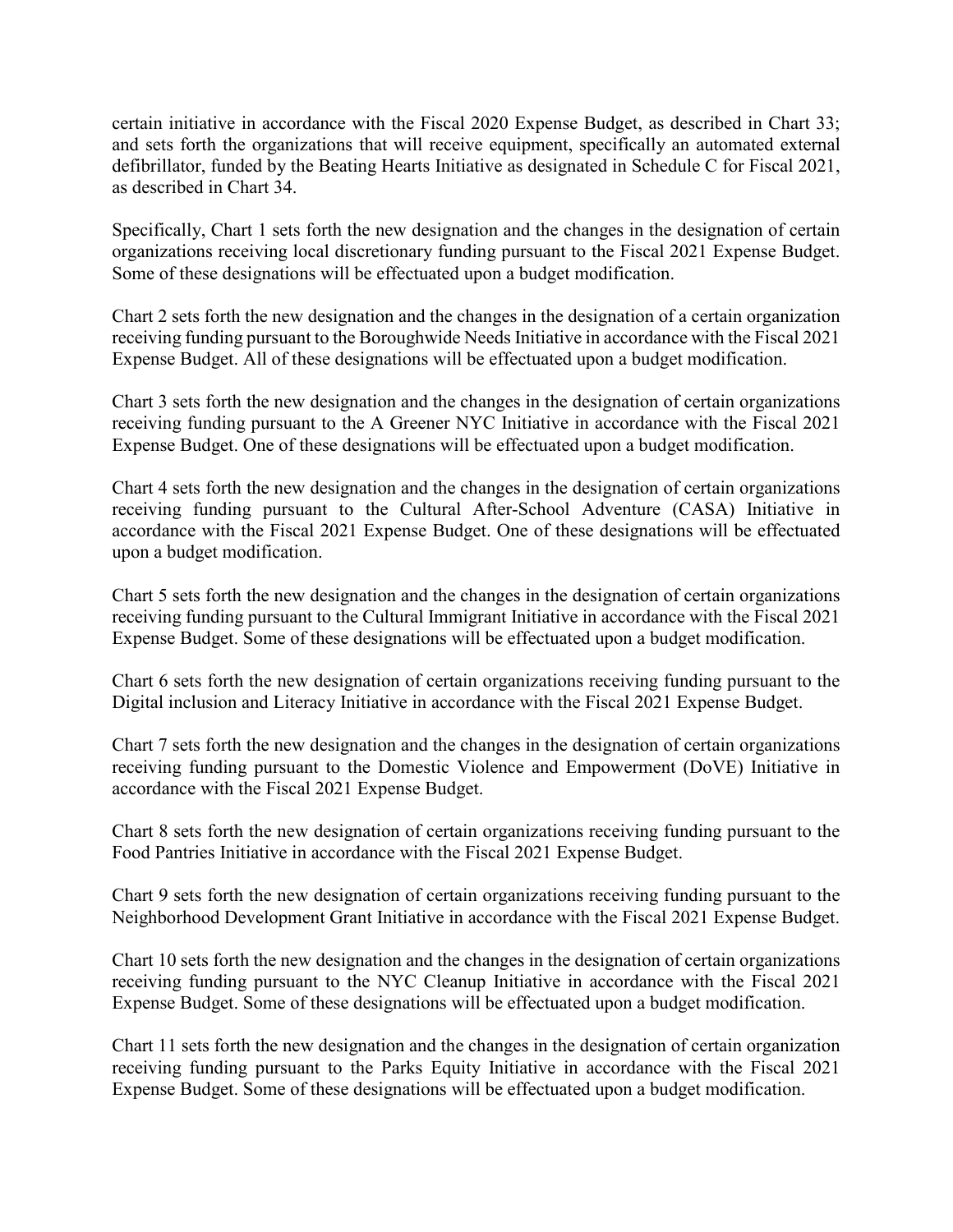certain initiative in accordance with the Fiscal 2020 Expense Budget, as described in Chart 33; and sets forth the organizations that will receive equipment, specifically an automated external defibrillator, funded by the Beating Hearts Initiative as designated in Schedule C for Fiscal 2021, as described in Chart 34.

Specifically, Chart 1 sets forth the new designation and the changes in the designation of certain organizations receiving local discretionary funding pursuant to the Fiscal 2021 Expense Budget. Some of these designations will be effectuated upon a budget modification.

Chart 2 sets forth the new designation and the changes in the designation of a certain organization receiving funding pursuant to the Boroughwide Needs Initiative in accordance with the Fiscal 2021 Expense Budget. All of these designations will be effectuated upon a budget modification.

Chart 3 sets forth the new designation and the changes in the designation of certain organizations receiving funding pursuant to the A Greener NYC Initiative in accordance with the Fiscal 2021 Expense Budget. One of these designations will be effectuated upon a budget modification.

Chart 4 sets forth the new designation and the changes in the designation of certain organizations receiving funding pursuant to the Cultural After-School Adventure (CASA) Initiative in accordance with the Fiscal 2021 Expense Budget. One of these designations will be effectuated upon a budget modification.

Chart 5 sets forth the new designation and the changes in the designation of certain organizations receiving funding pursuant to the Cultural Immigrant Initiative in accordance with the Fiscal 2021 Expense Budget. Some of these designations will be effectuated upon a budget modification.

Chart 6 sets forth the new designation of certain organizations receiving funding pursuant to the Digital inclusion and Literacy Initiative in accordance with the Fiscal 2021 Expense Budget.

Chart 7 sets forth the new designation and the changes in the designation of certain organizations receiving funding pursuant to the Domestic Violence and Empowerment (DoVE) Initiative in accordance with the Fiscal 2021 Expense Budget.

Chart 8 sets forth the new designation of certain organizations receiving funding pursuant to the Food Pantries Initiative in accordance with the Fiscal 2021 Expense Budget.

Chart 9 sets forth the new designation of certain organizations receiving funding pursuant to the Neighborhood Development Grant Initiative in accordance with the Fiscal 2021 Expense Budget.

Chart 10 sets forth the new designation and the changes in the designation of certain organizations receiving funding pursuant to the NYC Cleanup Initiative in accordance with the Fiscal 2021 Expense Budget. Some of these designations will be effectuated upon a budget modification.

Chart 11 sets forth the new designation and the changes in the designation of certain organization receiving funding pursuant to the Parks Equity Initiative in accordance with the Fiscal 2021 Expense Budget. Some of these designations will be effectuated upon a budget modification.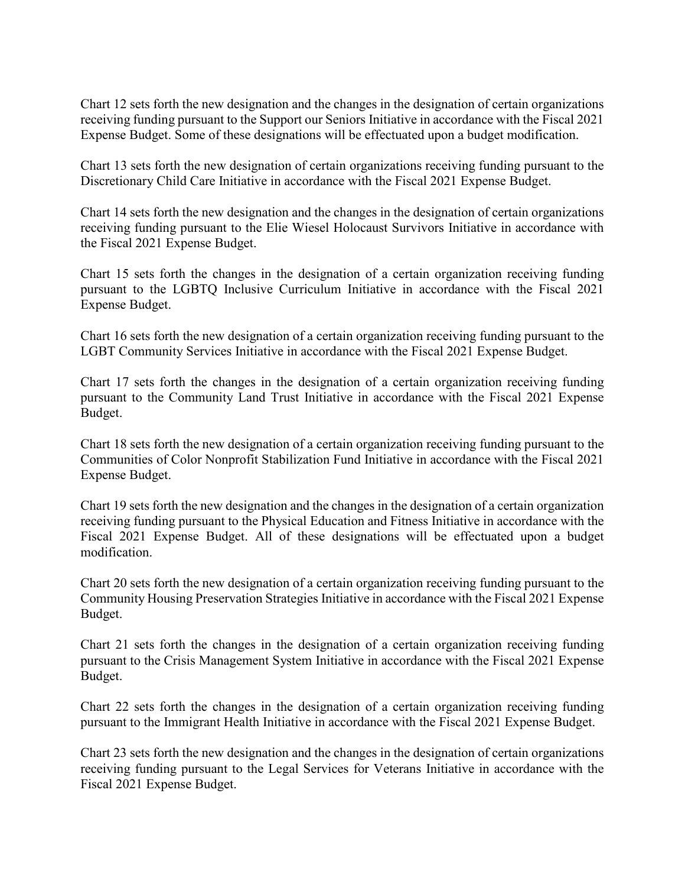Chart 12 sets forth the new designation and the changes in the designation of certain organizations receiving funding pursuant to the Support our Seniors Initiative in accordance with the Fiscal 2021 Expense Budget. Some of these designations will be effectuated upon a budget modification.

Chart 13 sets forth the new designation of certain organizations receiving funding pursuant to the Discretionary Child Care Initiative in accordance with the Fiscal 2021 Expense Budget.

Chart 14 sets forth the new designation and the changes in the designation of certain organizations receiving funding pursuant to the Elie Wiesel Holocaust Survivors Initiative in accordance with the Fiscal 2021 Expense Budget.

Chart 15 sets forth the changes in the designation of a certain organization receiving funding pursuant to the LGBTQ Inclusive Curriculum Initiative in accordance with the Fiscal 2021 Expense Budget.

Chart 16 sets forth the new designation of a certain organization receiving funding pursuant to the LGBT Community Services Initiative in accordance with the Fiscal 2021 Expense Budget.

Chart 17 sets forth the changes in the designation of a certain organization receiving funding pursuant to the Community Land Trust Initiative in accordance with the Fiscal 2021 Expense Budget.

Chart 18 sets forth the new designation of a certain organization receiving funding pursuant to the Communities of Color Nonprofit Stabilization Fund Initiative in accordance with the Fiscal 2021 Expense Budget.

Chart 19 sets forth the new designation and the changes in the designation of a certain organization receiving funding pursuant to the Physical Education and Fitness Initiative in accordance with the Fiscal 2021 Expense Budget. All of these designations will be effectuated upon a budget modification.

Chart 20 sets forth the new designation of a certain organization receiving funding pursuant to the Community Housing Preservation Strategies Initiative in accordance with the Fiscal 2021 Expense Budget.

Chart 21 sets forth the changes in the designation of a certain organization receiving funding pursuant to the Crisis Management System Initiative in accordance with the Fiscal 2021 Expense Budget.

Chart 22 sets forth the changes in the designation of a certain organization receiving funding pursuant to the Immigrant Health Initiative in accordance with the Fiscal 2021 Expense Budget.

Chart 23 sets forth the new designation and the changes in the designation of certain organizations receiving funding pursuant to the Legal Services for Veterans Initiative in accordance with the Fiscal 2021 Expense Budget.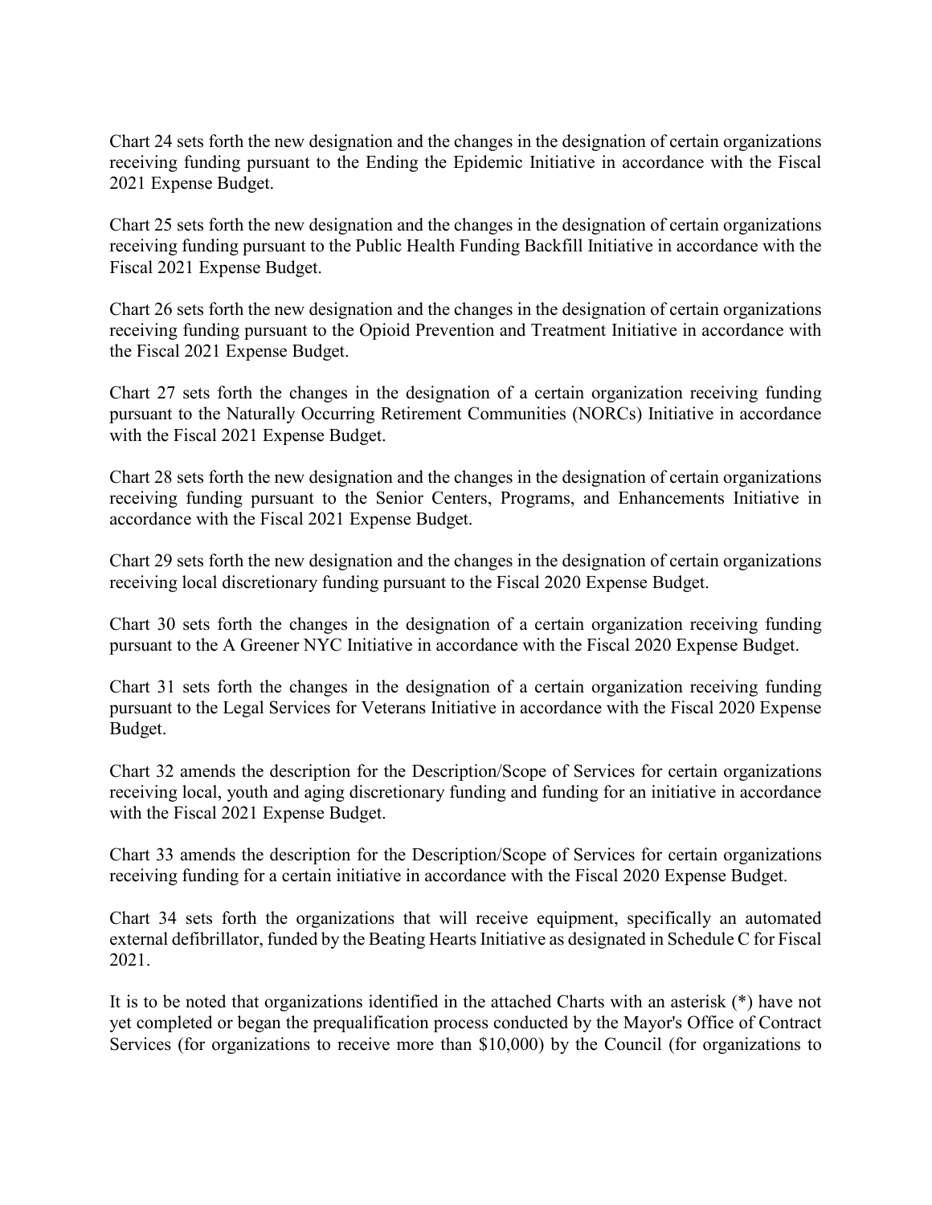Chart 24 sets forth the new designation and the changes in the designation of certain organizations receiving funding pursuant to the Ending the Epidemic Initiative in accordance with the Fiscal 2021 Expense Budget.

Chart 25 sets forth the new designation and the changes in the designation of certain organizations receiving funding pursuant to the Public Health Funding Backfill Initiative in accordance with the Fiscal 2021 Expense Budget.

Chart 26 sets forth the new designation and the changes in the designation of certain organizations receiving funding pursuant to the Opioid Prevention and Treatment Initiative in accordance with the Fiscal 2021 Expense Budget.

Chart 27 sets forth the changes in the designation of a certain organization receiving funding pursuant to the Naturally Occurring Retirement Communities (NORCs) Initiative in accordance with the Fiscal 2021 Expense Budget.

Chart 28 sets forth the new designation and the changes in the designation of certain organizations receiving funding pursuant to the Senior Centers, Programs, and Enhancements Initiative in accordance with the Fiscal 2021 Expense Budget.

Chart 29 sets forth the new designation and the changes in the designation of certain organizations receiving local discretionary funding pursuant to the Fiscal 2020 Expense Budget.

Chart 30 sets forth the changes in the designation of a certain organization receiving funding pursuant to the A Greener NYC Initiative in accordance with the Fiscal 2020 Expense Budget.

Chart 31 sets forth the changes in the designation of a certain organization receiving funding pursuant to the Legal Services for Veterans Initiative in accordance with the Fiscal 2020 Expense Budget.

Chart 32 amends the description for the Description/Scope of Services for certain organizations receiving local, youth and aging discretionary funding and funding for an initiative in accordance with the Fiscal 2021 Expense Budget.

Chart 33 amends the description for the Description/Scope of Services for certain organizations receiving funding for a certain initiative in accordance with the Fiscal 2020 Expense Budget.

Chart 34 sets forth the organizations that will receive equipment, specifically an automated external defibrillator, funded by the Beating Hearts Initiative as designated in Schedule C for Fiscal 2021.

It is to be noted that organizations identified in the attached Charts with an asterisk (*) have not yet completed or began the prequalification process conducted by the Mayor's Office of Contract Services (for organizations to receive more than $10,000) by the Council (for organizations to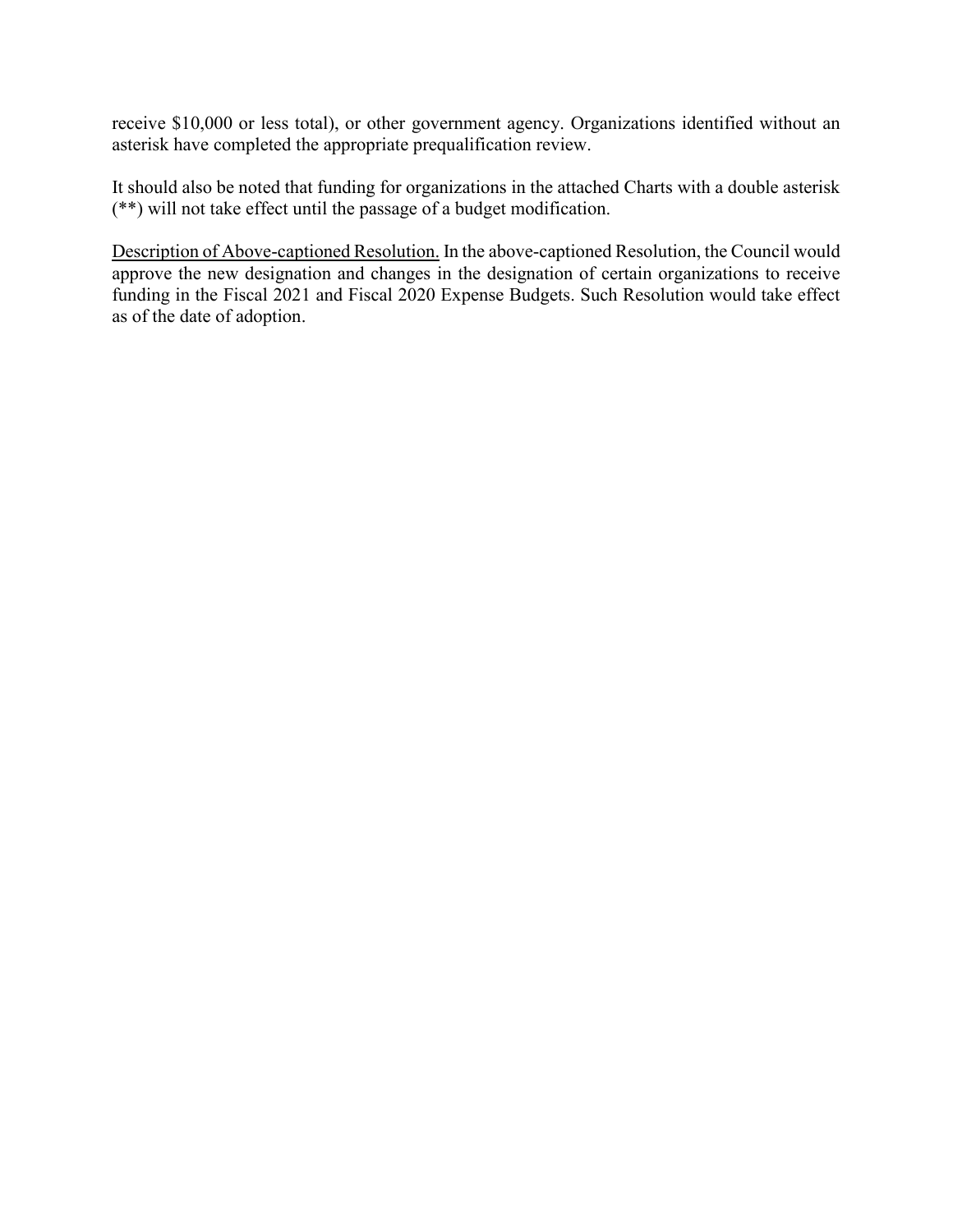receive $10,000 or less total), or other government agency. Organizations identified without an asterisk have completed the appropriate prequalification review.

It should also be noted that funding for organizations in the attached Charts with a double asterisk (**) will not take effect until the passage of a budget modification.

<u>Description of Above-captioned Resolution.</u> In the above-captioned Resolution, the Council would approve the new designation and changes in the designation of certain organizations to receive funding in the Fiscal 2021 and Fiscal 2020 Expense Budgets. Such Resolution would take effect as of the date of adoption.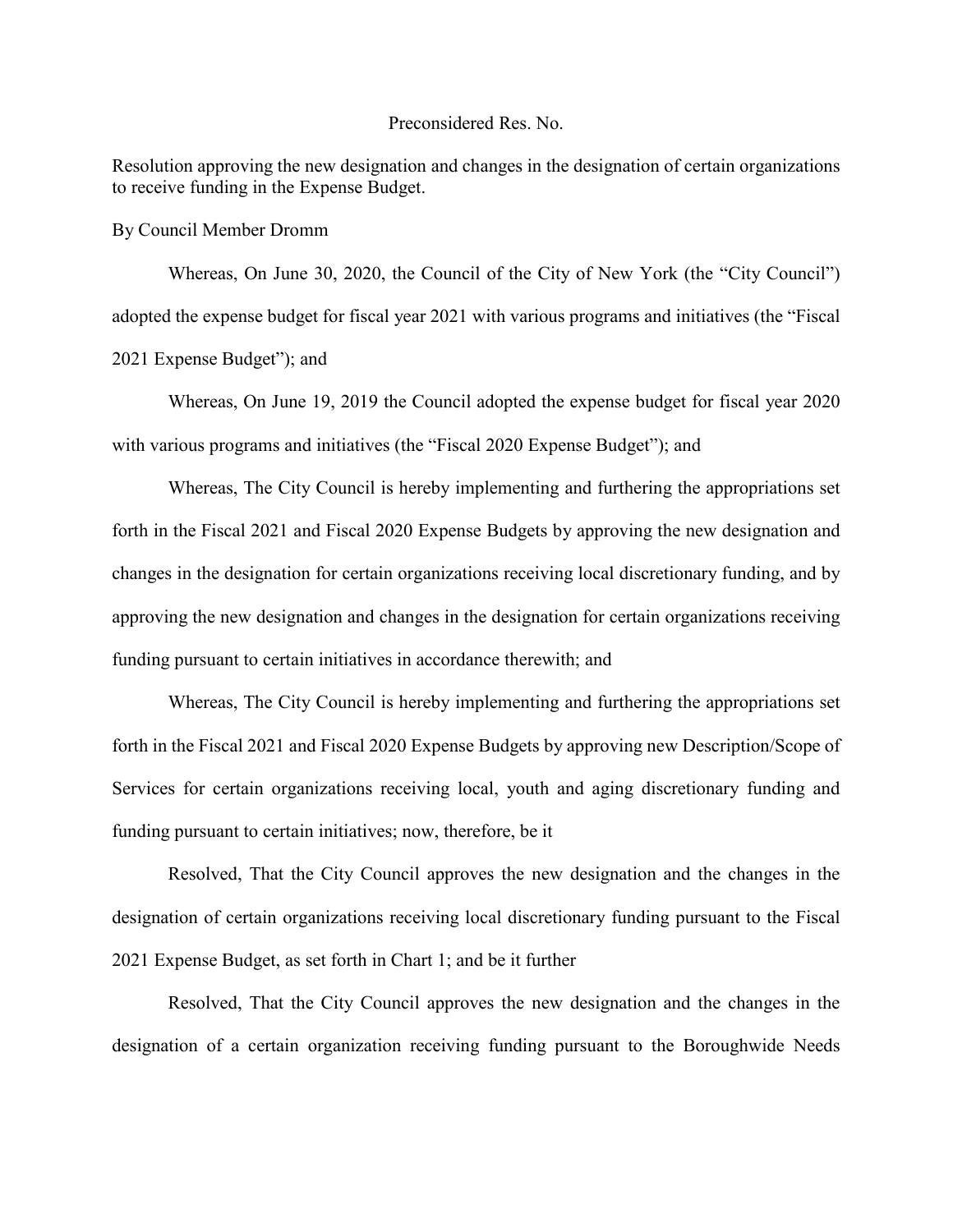Preconsidered Res. No.

Resolution approving the new designation and changes in the designation of certain organizations to receive funding in the Expense Budget.

By Council Member Dromm

Whereas, On June 30, 2020, the Council of the City of New York (the "City Council") adopted the expense budget for fiscal year 2021 with various programs and initiatives (the "Fiscal 2021 Expense Budget"); and

Whereas, On June 19, 2019 the Council adopted the expense budget for fiscal year 2020 with various programs and initiatives (the "Fiscal 2020 Expense Budget"); and

Whereas, The City Council is hereby implementing and furthering the appropriations set forth in the Fiscal 2021 and Fiscal 2020 Expense Budgets by approving the new designation and changes in the designation for certain organizations receiving local discretionary funding, and by approving the new designation and changes in the designation for certain organizations receiving funding pursuant to certain initiatives in accordance therewith; and

Whereas, The City Council is hereby implementing and furthering the appropriations set forth in the Fiscal 2021 and Fiscal 2020 Expense Budgets by approving new Description/Scope of Services for certain organizations receiving local, youth and aging discretionary funding and funding pursuant to certain initiatives; now, therefore, be it

Resolved, That the City Council approves the new designation and the changes in the designation of certain organizations receiving local discretionary funding pursuant to the Fiscal 2021 Expense Budget, as set forth in Chart 1; and be it further

Resolved, That the City Council approves the new designation and the changes in the designation of a certain organization receiving funding pursuant to the Boroughwide Needs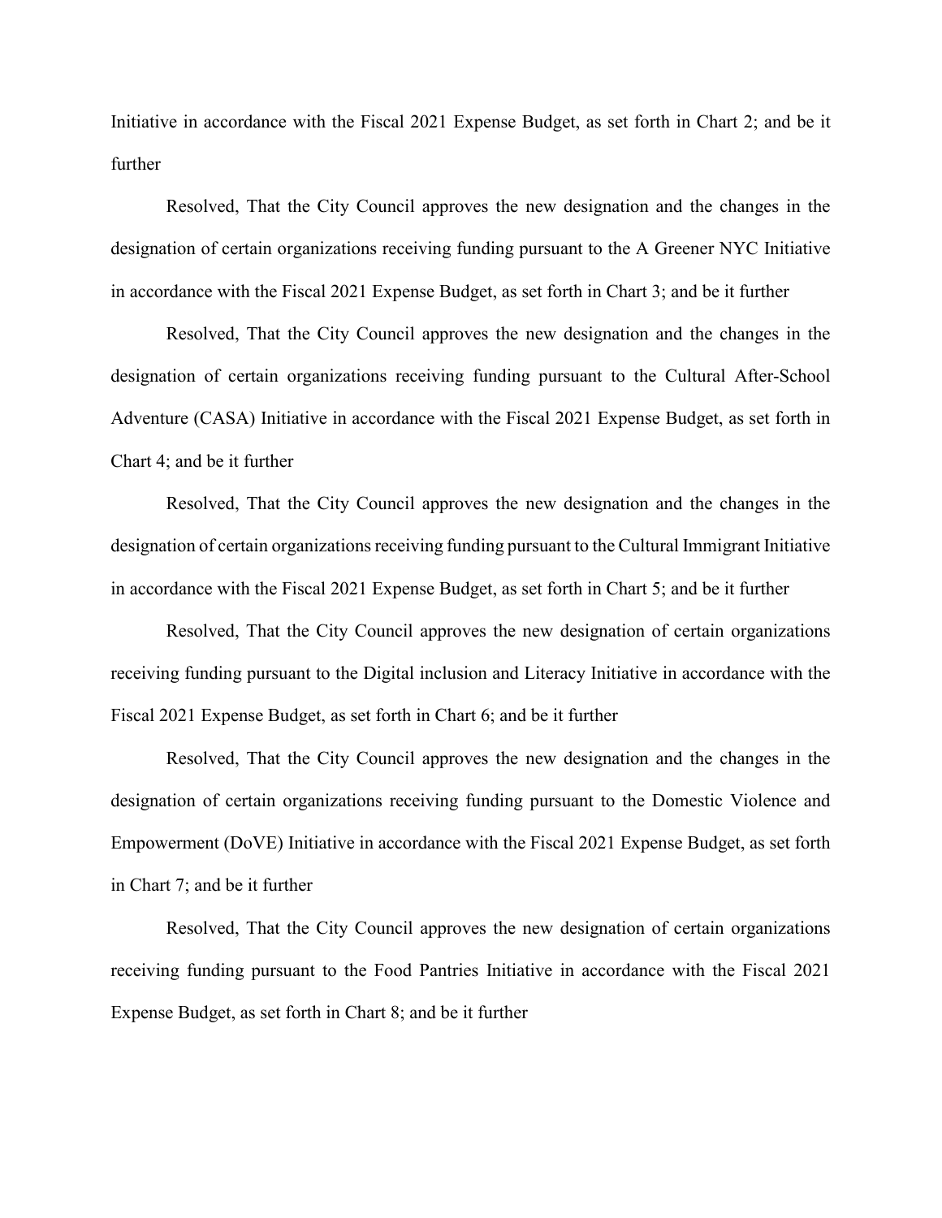Initiative in accordance with the Fiscal 2021 Expense Budget, as set forth in Chart 2; and be it further

Resolved, That the City Council approves the new designation and the changes in the designation of certain organizations receiving funding pursuant to the A Greener NYC Initiative in accordance with the Fiscal 2021 Expense Budget, as set forth in Chart 3; and be it further

Resolved, That the City Council approves the new designation and the changes in the designation of certain organizations receiving funding pursuant to the Cultural After-School Adventure (CASA) Initiative in accordance with the Fiscal 2021 Expense Budget, as set forth in Chart 4; and be it further

Resolved, That the City Council approves the new designation and the changes in the designation of certain organizations receiving funding pursuant to the Cultural Immigrant Initiative in accordance with the Fiscal 2021 Expense Budget, as set forth in Chart 5; and be it further

Resolved, That the City Council approves the new designation of certain organizations receiving funding pursuant to the Digital inclusion and Literacy Initiative in accordance with the Fiscal 2021 Expense Budget, as set forth in Chart 6; and be it further

Resolved, That the City Council approves the new designation and the changes in the designation of certain organizations receiving funding pursuant to the Domestic Violence and Empowerment (DoVE) Initiative in accordance with the Fiscal 2021 Expense Budget, as set forth in Chart 7; and be it further

Resolved, That the City Council approves the new designation of certain organizations receiving funding pursuant to the Food Pantries Initiative in accordance with the Fiscal 2021 Expense Budget, as set forth in Chart 8; and be it further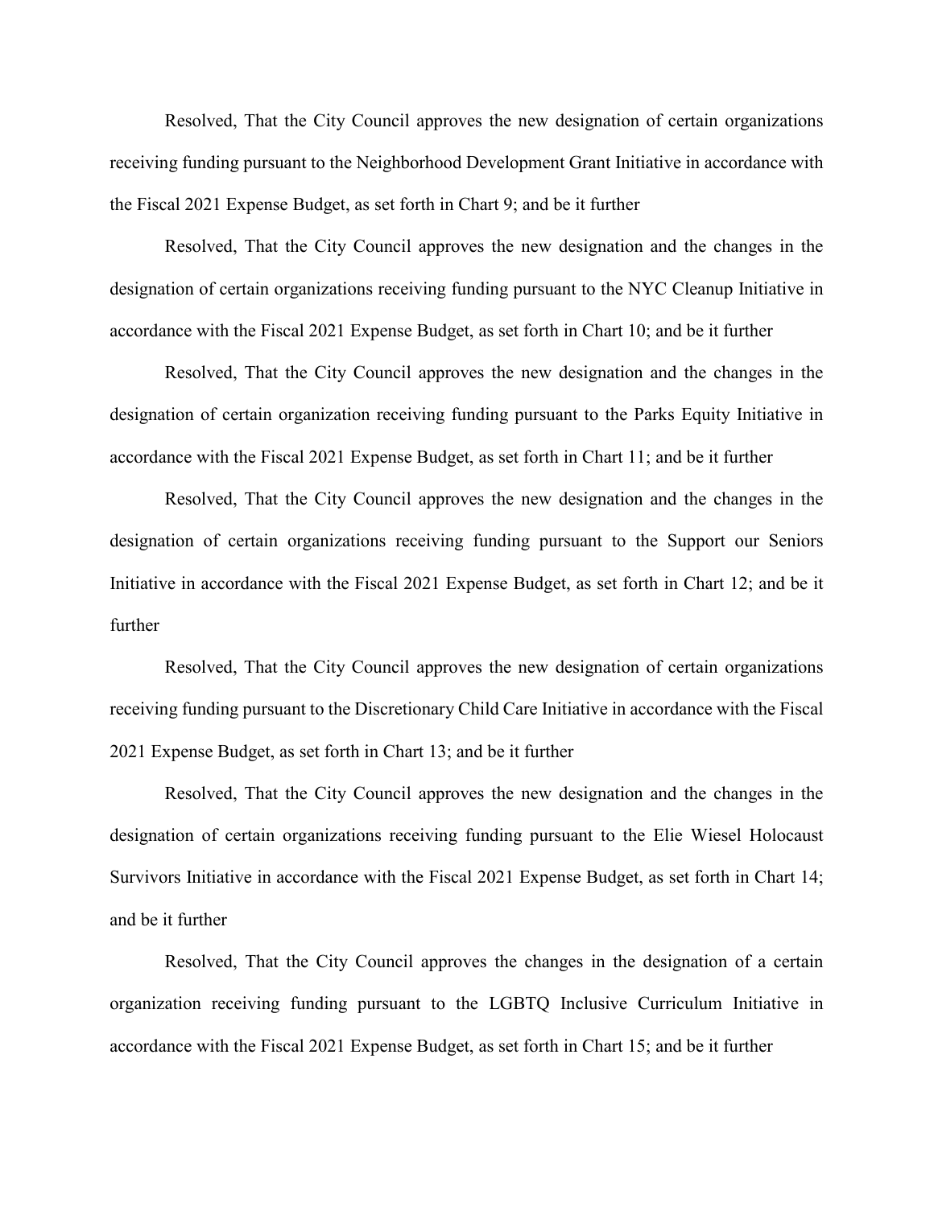Resolved, That the City Council approves the new designation of certain organizations receiving funding pursuant to the Neighborhood Development Grant Initiative in accordance with the Fiscal 2021 Expense Budget, as set forth in Chart 9; and be it further

Resolved, That the City Council approves the new designation and the changes in the designation of certain organizations receiving funding pursuant to the NYC Cleanup Initiative in accordance with the Fiscal 2021 Expense Budget, as set forth in Chart 10; and be it further

Resolved, That the City Council approves the new designation and the changes in the designation of certain organization receiving funding pursuant to the Parks Equity Initiative in accordance with the Fiscal 2021 Expense Budget, as set forth in Chart 11; and be it further

Resolved, That the City Council approves the new designation and the changes in the designation of certain organizations receiving funding pursuant to the Support our Seniors Initiative in accordance with the Fiscal 2021 Expense Budget, as set forth in Chart 12; and be it further

Resolved, That the City Council approves the new designation of certain organizations receiving funding pursuant to the Discretionary Child Care Initiative in accordance with the Fiscal 2021 Expense Budget, as set forth in Chart 13; and be it further

Resolved, That the City Council approves the new designation and the changes in the designation of certain organizations receiving funding pursuant to the Elie Wiesel Holocaust Survivors Initiative in accordance with the Fiscal 2021 Expense Budget, as set forth in Chart 14; and be it further

Resolved, That the City Council approves the changes in the designation of a certain organization receiving funding pursuant to the LGBTQ Inclusive Curriculum Initiative in accordance with the Fiscal 2021 Expense Budget, as set forth in Chart 15; and be it further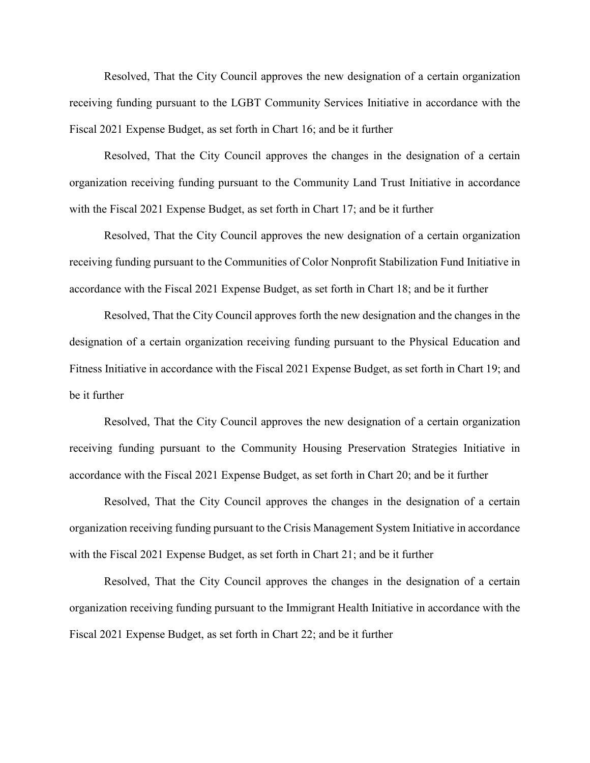Resolved, That the City Council approves the new designation of a certain organization receiving funding pursuant to the LGBT Community Services Initiative in accordance with the Fiscal 2021 Expense Budget, as set forth in Chart 16; and be it further

Resolved, That the City Council approves the changes in the designation of a certain organization receiving funding pursuant to the Community Land Trust Initiative in accordance with the Fiscal 2021 Expense Budget, as set forth in Chart 17; and be it further

Resolved, That the City Council approves the new designation of a certain organization receiving funding pursuant to the Communities of Color Nonprofit Stabilization Fund Initiative in accordance with the Fiscal 2021 Expense Budget, as set forth in Chart 18; and be it further

Resolved, That the City Council approves forth the new designation and the changes in the designation of a certain organization receiving funding pursuant to the Physical Education and Fitness Initiative in accordance with the Fiscal 2021 Expense Budget, as set forth in Chart 19; and be it further

Resolved, That the City Council approves the new designation of a certain organization receiving funding pursuant to the Community Housing Preservation Strategies Initiative in accordance with the Fiscal 2021 Expense Budget, as set forth in Chart 20; and be it further

Resolved, That the City Council approves the changes in the designation of a certain organization receiving funding pursuant to the Crisis Management System Initiative in accordance with the Fiscal 2021 Expense Budget, as set forth in Chart 21; and be it further

Resolved, That the City Council approves the changes in the designation of a certain organization receiving funding pursuant to the Immigrant Health Initiative in accordance with the Fiscal 2021 Expense Budget, as set forth in Chart 22; and be it further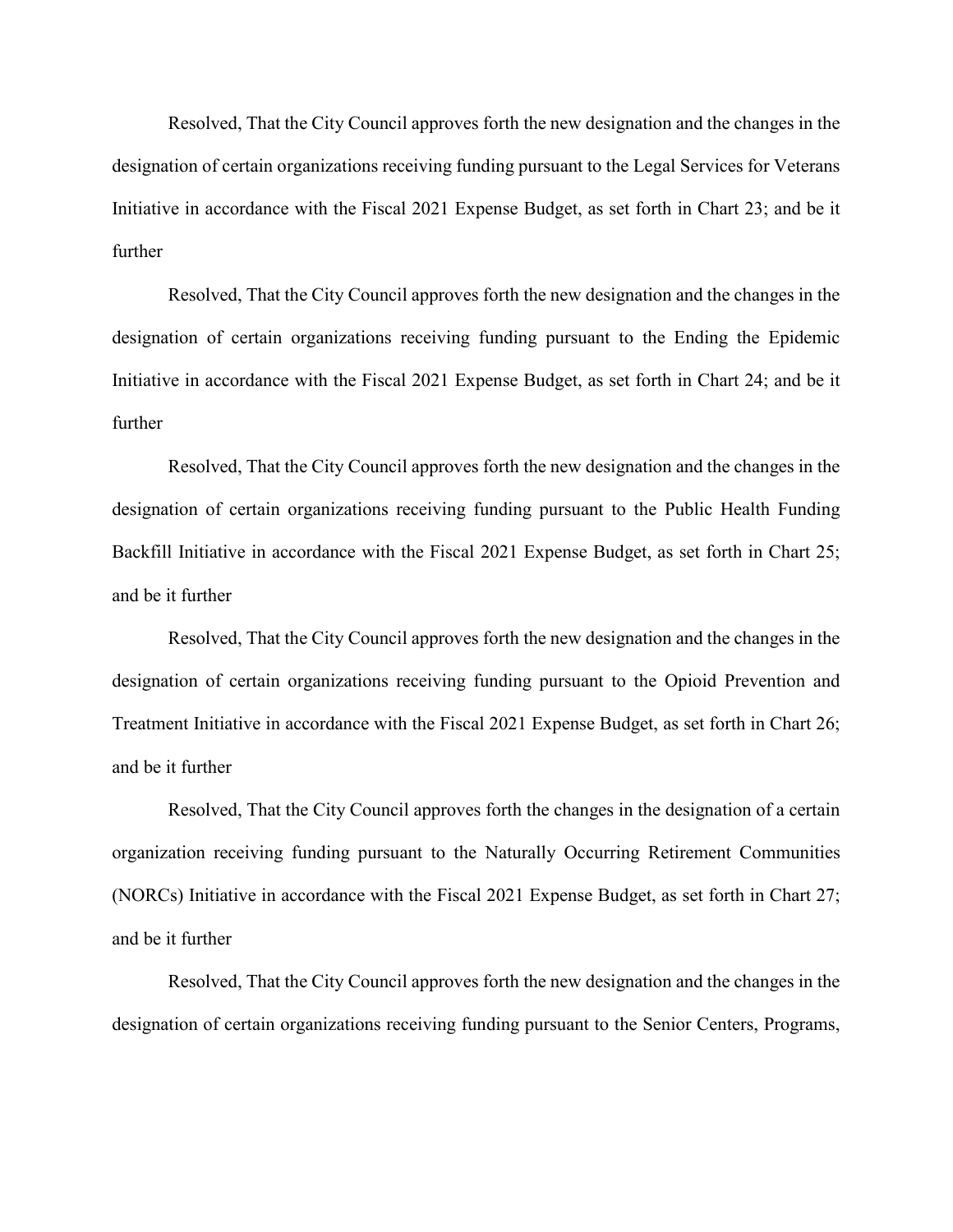Resolved, That the City Council approves forth the new designation and the changes in the designation of certain organizations receiving funding pursuant to the Legal Services for Veterans Initiative in accordance with the Fiscal 2021 Expense Budget, as set forth in Chart 23; and be it further

Resolved, That the City Council approves forth the new designation and the changes in the designation of certain organizations receiving funding pursuant to the Ending the Epidemic Initiative in accordance with the Fiscal 2021 Expense Budget, as set forth in Chart 24; and be it further

Resolved, That the City Council approves forth the new designation and the changes in the designation of certain organizations receiving funding pursuant to the Public Health Funding Backfill Initiative in accordance with the Fiscal 2021 Expense Budget, as set forth in Chart 25; and be it further

Resolved, That the City Council approves forth the new designation and the changes in the designation of certain organizations receiving funding pursuant to the Opioid Prevention and Treatment Initiative in accordance with the Fiscal 2021 Expense Budget, as set forth in Chart 26; and be it further

Resolved, That the City Council approves forth the changes in the designation of a certain organization receiving funding pursuant to the Naturally Occurring Retirement Communities (NORCs) Initiative in accordance with the Fiscal 2021 Expense Budget, as set forth in Chart 27; and be it further

Resolved, That the City Council approves forth the new designation and the changes in the designation of certain organizations receiving funding pursuant to the Senior Centers, Programs,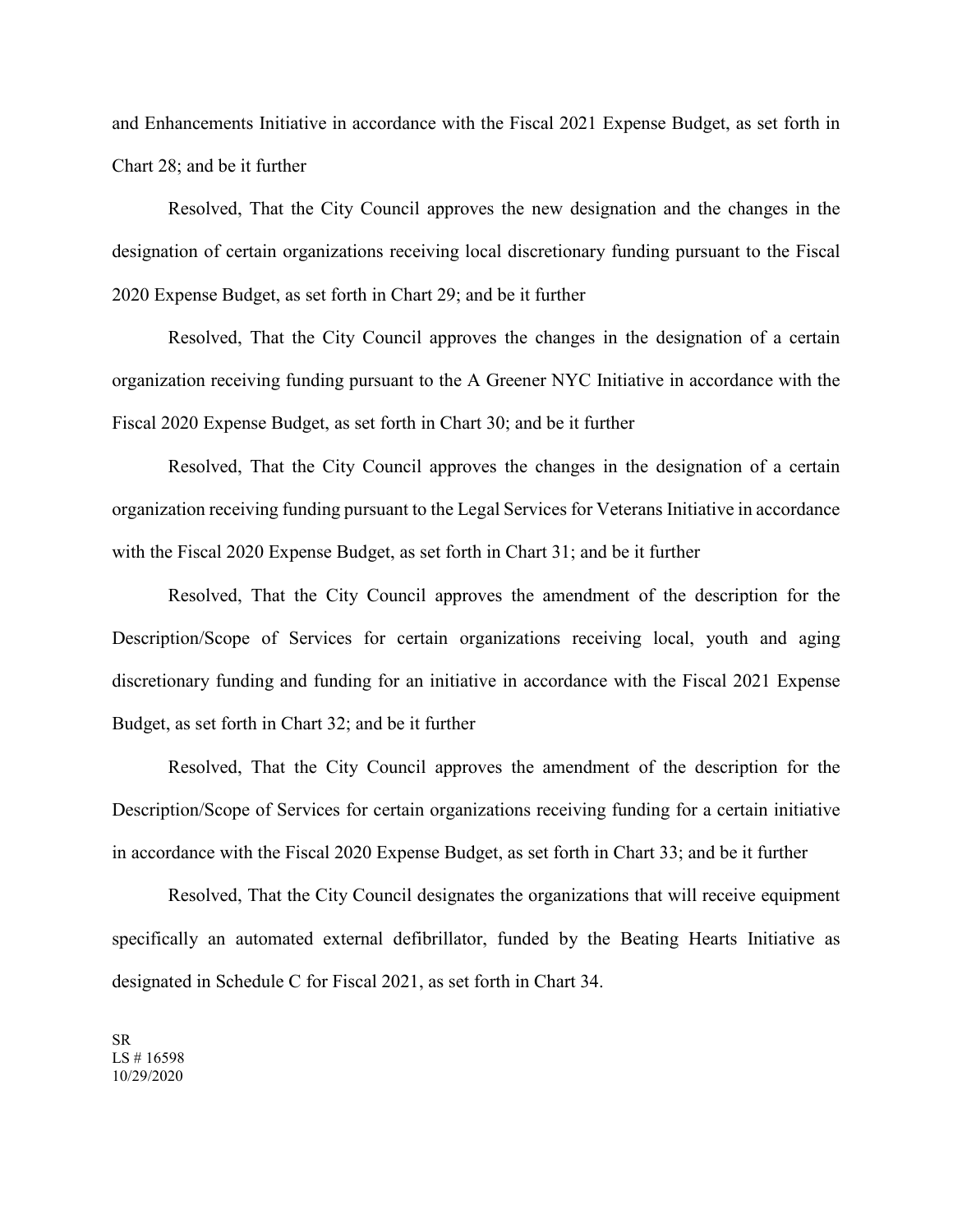and Enhancements Initiative in accordance with the Fiscal 2021 Expense Budget, as set forth in Chart 28; and be it further

Resolved, That the City Council approves the new designation and the changes in the designation of certain organizations receiving local discretionary funding pursuant to the Fiscal 2020 Expense Budget, as set forth in Chart 29; and be it further

Resolved, That the City Council approves the changes in the designation of a certain organization receiving funding pursuant to the A Greener NYC Initiative in accordance with the Fiscal 2020 Expense Budget, as set forth in Chart 30; and be it further

Resolved, That the City Council approves the changes in the designation of a certain organization receiving funding pursuant to the Legal Services for Veterans Initiative in accordance with the Fiscal 2020 Expense Budget, as set forth in Chart 31; and be it further

Resolved, That the City Council approves the amendment of the description for the Description/Scope of Services for certain organizations receiving local, youth and aging discretionary funding and funding for an initiative in accordance with the Fiscal 2021 Expense Budget, as set forth in Chart 32; and be it further

Resolved, That the City Council approves the amendment of the description for the Description/Scope of Services for certain organizations receiving funding for a certain initiative in accordance with the Fiscal 2020 Expense Budget, as set forth in Chart 33; and be it further

Resolved, That the City Council designates the organizations that will receive equipment specifically an automated external defibrillator, funded by the Beating Hearts Initiative as designated in Schedule C for Fiscal 2021, as set forth in Chart 34.

SR
LS # 16598
10/29/2020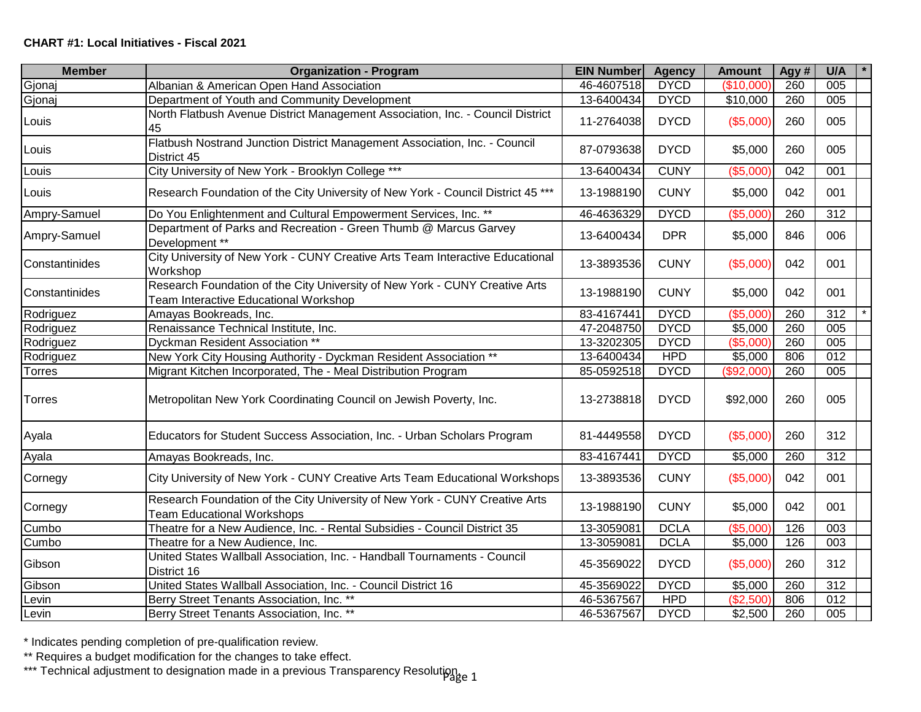**CHART #1: Local Initiatives - Fiscal 2021**

| Member | Organization - Program | EIN Number | Agency | Amount | Agy # | U/A | * |
|---|---|---|---|---|---|---|---|
| Gjonaj | Albanian & American Open Hand Association | 46-4607518 | DYCD | ($10,000) | 260 | 005 | |
| Gjonaj | Department of Youth and Community Development | 13-6400434 | DYCD | $10,000 | 260 | 005 | |
| Louis | North Flatbush Avenue District Management Association, Inc. - Council District 45 | 11-2764038 | DYCD | ($5,000) | 260 | 005 | |
| Louis | Flatbush Nostrand Junction District Management Association, Inc. - Council District 45 | 87-0793638 | DYCD | $5,000 | 260 | 005 | |
| Louis | City University of New York - Brooklyn College *** | 13-6400434 | CUNY | ($5,000) | 042 | 001 | |
| Louis | Research Foundation of the City University of New York - Council District 45 *** | 13-1988190 | CUNY | $5,000 | 042 | 001 | |
| Ampry-Samuel | Do You Enlightenment and Cultural Empowerment Services, Inc. ** | 46-4636329 | DYCD | ($5,000) | 260 | 312 | |
| Ampry-Samuel | Department of Parks and Recreation - Green Thumb @ Marcus Garvey Development ** | 13-6400434 | DPR | $5,000 | 846 | 006 | |
| Constantinides | City University of New York - CUNY Creative Arts Team Interactive Educational Workshop | 13-3893536 | CUNY | ($5,000) | 042 | 001 | |
| Constantinides | Research Foundation of the City University of New York - CUNY Creative Arts Team Interactive Educational Workshop | 13-1988190 | CUNY | $5,000 | 042 | 001 | |
| Rodriguez | Amayas Bookreads, Inc. | 83-4167441 | DYCD | ($5,000) | 260 | 312 | * |
| Rodriguez | Renaissance Technical Institute, Inc. | 47-2048750 | DYCD | $5,000 | 260 | 005 | |
| Rodriguez | Dyckman Resident Association ** | 13-3202305 | DYCD | ($5,000) | 260 | 005 | |
| Rodriguez | New York City Housing Authority - Dyckman Resident Association ** | 13-6400434 | HPD | $5,000 | 806 | 012 | |
| Torres | Migrant Kitchen Incorporated, The - Meal Distribution Program | 85-0592518 | DYCD | ($92,000) | 260 | 005 | |
| Torres | Metropolitan New York Coordinating Council on Jewish Poverty, Inc. | 13-2738818 | DYCD | $92,000 | 260 | 005 | |
| Ayala | Educators for Student Success Association, Inc. - Urban Scholars Program | 81-4449558 | DYCD | ($5,000) | 260 | 312 | |
| Ayala | Amayas Bookreads, Inc. | 83-4167441 | DYCD | $5,000 | 260 | 312 | |
| Cornegy | City University of New York - CUNY Creative Arts Team Educational Workshops | 13-3893536 | CUNY | ($5,000) | 042 | 001 | |
| Cornegy | Research Foundation of the City University of New York - CUNY Creative Arts Team Educational Workshops | 13-1988190 | CUNY | $5,000 | 042 | 001 | |
| Cumbo | Theatre for a New Audience, Inc. - Rental Subsidies - Council District 35 | 13-3059081 | DCLA | ($5,000) | 126 | 003 | |
| Cumbo | Theatre for a New Audience, Inc. | 13-3059081 | DCLA | $5,000 | 126 | 003 | |
| Gibson | United States Wallball Association, Inc. - Handball Tournaments - Council District 16 | 45-3569022 | DYCD | ($5,000) | 260 | 312 | |
| Gibson | United States Wallball Association, Inc. - Council District 16 | 45-3569022 | DYCD | $5,000 | 260 | 312 | |
| Levin | Berry Street Tenants Association, Inc. ** | 46-5367567 | HPD | ($2,500) | 806 | 012 | |
| Levin | Berry Street Tenants Association, Inc. ** | 46-5367567 | DYCD | $2,500 | 260 | 005 | |

\* Indicates pending completion of pre-qualification review.

\** Requires a budget modification for the changes to take effect.

\*** Technical adjustment to designation made in a previous Transparency Resolution.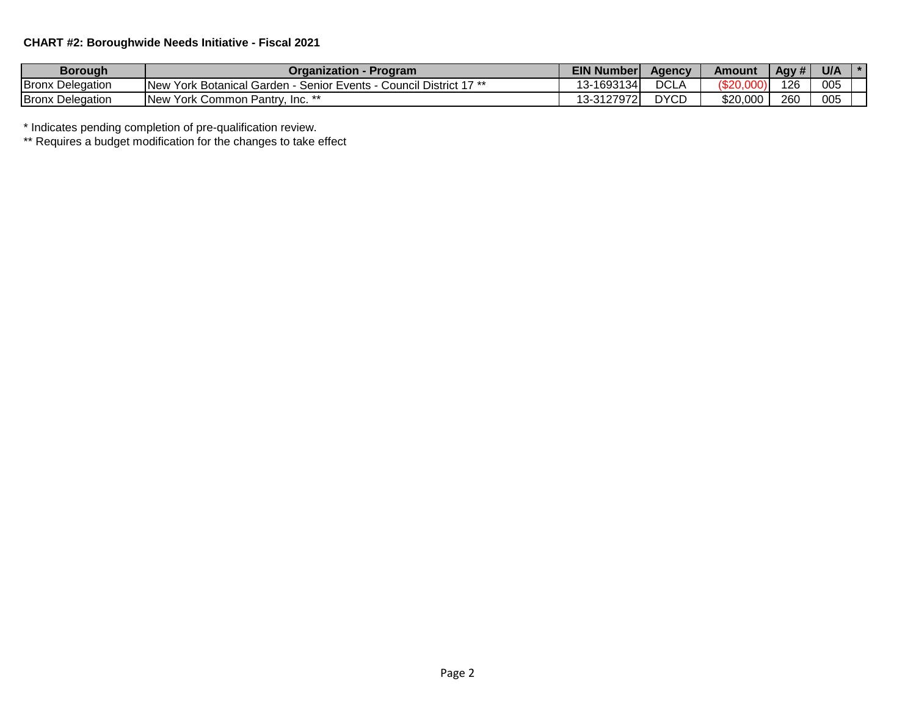**CHART #2: Boroughwide Needs Initiative - Fiscal 2021**

| Borough | Organization - Program | EIN Number | Agency | Amount | Agy # | U/A | * |
| --- | --- | --- | --- | --- | --- | --- | --- |
| Bronx Delegation | New York Botanical Garden - Senior Events - Council District 17 ** | 13-1693134 | DCLA | ($20,000) | 126 | 005 | |
| Bronx Delegation | New York Common Pantry, Inc. ** | 13-3127972 | DYCD | $20,000 | 260 | 005 | |

* Indicates pending completion of pre-qualification review.

** Requires a budget modification for the changes to take effect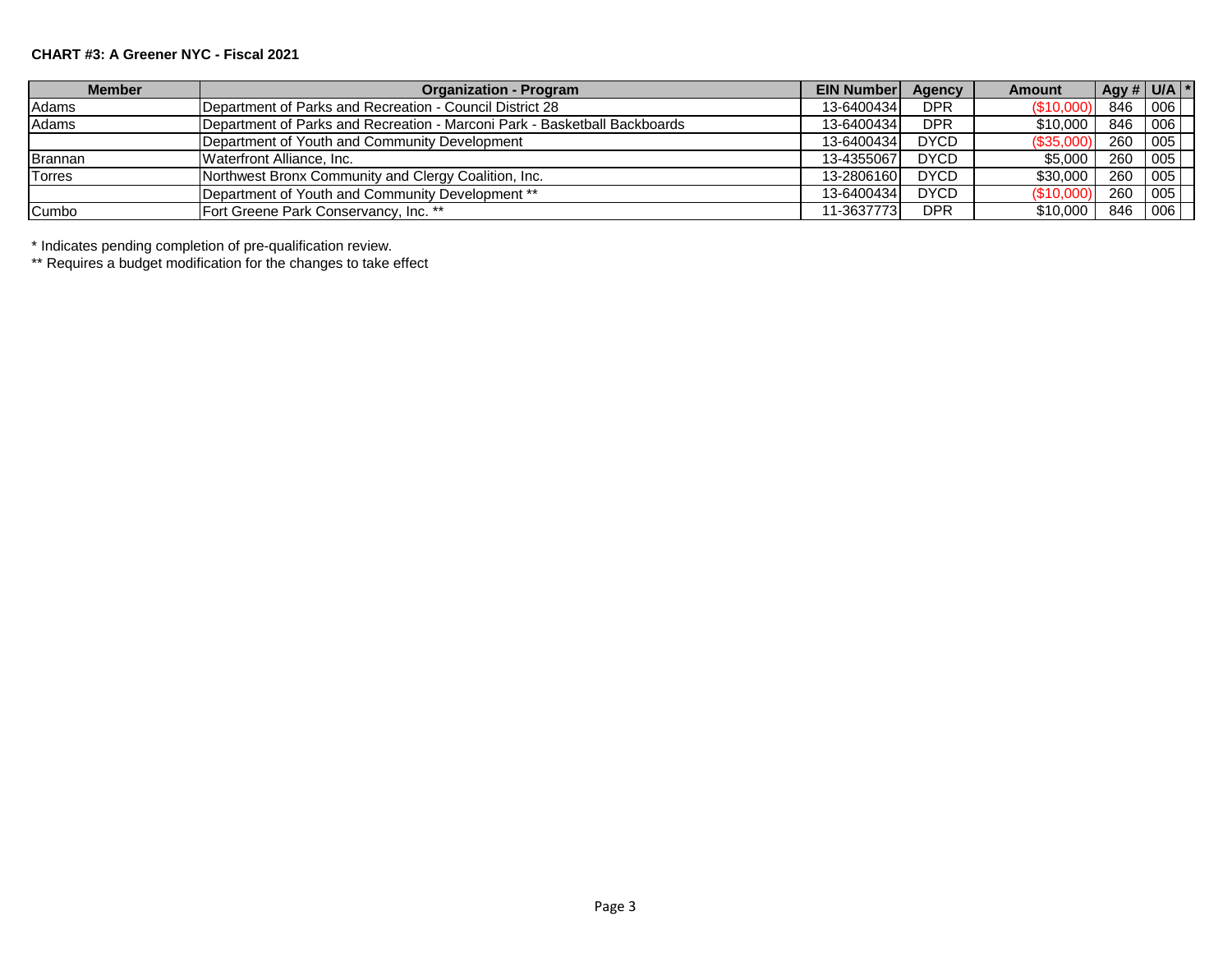**CHART #3: A Greener NYC - Fiscal 2021**

| Member | Organization - Program | EIN Number | Agency | Amount | Agy # | U/A | * |
|---|---|---|---|---|---|---|---|
| Adams | Department of Parks and Recreation - Council District 28 | 13-6400434 | DPR | ($10,000) | 846 | 006 | |
| Adams | Department of Parks and Recreation - Marconi Park - Basketball Backboards | 13-6400434 | DPR | $10,000 | 846 | 006 | |
| | Department of Youth and Community Development | 13-6400434 | DYCD | ($35,000) | 260 | 005 | |
| Brannan | Waterfront Alliance, Inc. | 13-4355067 | DYCD | $5,000 | 260 | 005 | |
| Torres | Northwest Bronx Community and Clergy Coalition, Inc. | 13-2806160 | DYCD | $30,000 | 260 | 005 | |
| | Department of Youth and Community Development ** | 13-6400434 | DYCD | ($10,000) | 260 | 005 | |
| Cumbo | Fort Greene Park Conservancy, Inc. ** | 11-3637773 | DPR | $10,000 | 846 | 006 | |

* Indicates pending completion of pre-qualification review.

** Requires a budget modification for the changes to take effect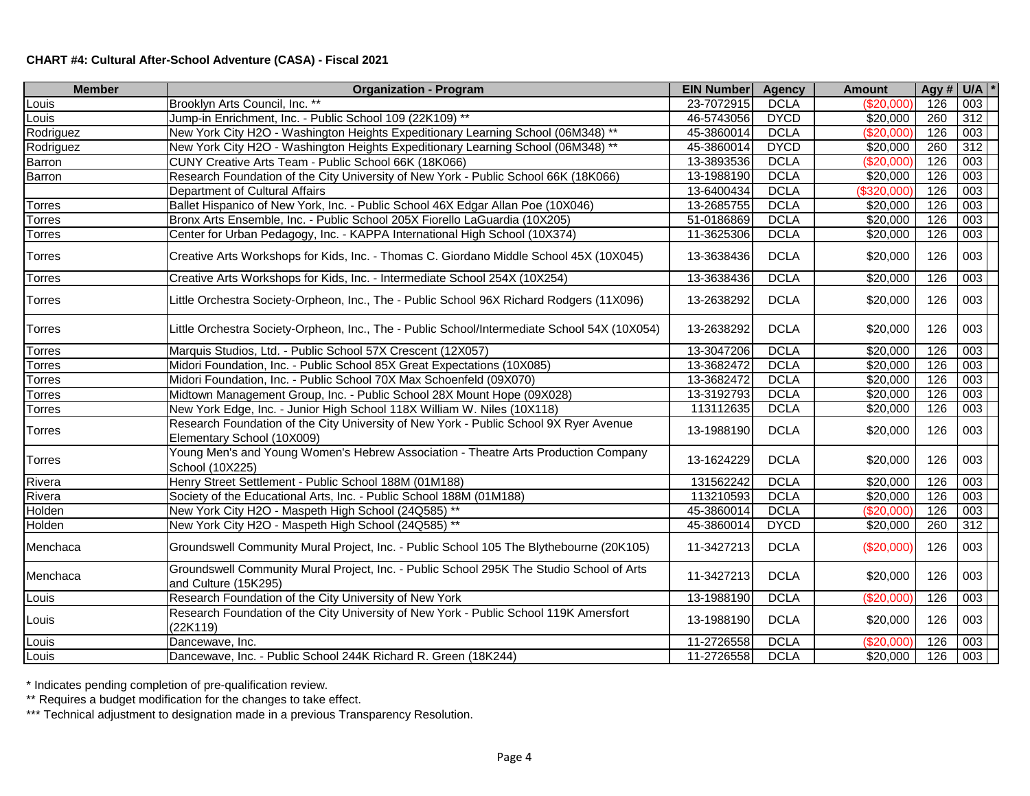**CHART #4: Cultural After-School Adventure (CASA) - Fiscal 2021**

| Member | Organization - Program | EIN Number | Agency | Amount | Agy # | U/A | * |
|---|---|---|---|---|---|---|---|
| Louis | Brooklyn Arts Council, Inc. ** | 23-7072915 | DCLA | ($20,000) | 126 | 003 | |
| Louis | Jump-in Enrichment, Inc. - Public School 109 (22K109) ** | 46-5743056 | DYCD | $20,000 | 260 | 312 | |
| Rodriguez | New York City H2O - Washington Heights Expeditionary Learning School (06M348) ** | 45-3860014 | DCLA | ($20,000) | 126 | 003 | |
| Rodriguez | New York City H2O - Washington Heights Expeditionary Learning School (06M348) ** | 45-3860014 | DYCD | $20,000 | 260 | 312 | |
| Barron | CUNY Creative Arts Team - Public School 66K (18K066) | 13-3893536 | DCLA | ($20,000) | 126 | 003 | |
| Barron | Research Foundation of the City University of New York - Public School 66K (18K066) | 13-1988190 | DCLA | $20,000 | 126 | 003 | |
| | Department of Cultural Affairs | 13-6400434 | DCLA | ($320,000) | 126 | 003 | |
| Torres | Ballet Hispanico of New York, Inc. - Public School 46X Edgar Allan Poe (10X046) | 13-2685755 | DCLA | $20,000 | 126 | 003 | |
| Torres | Bronx Arts Ensemble, Inc. - Public School 205X Fiorello LaGuardia (10X205) | 51-0186869 | DCLA | $20,000 | 126 | 003 | |
| Torres | Center for Urban Pedagogy, Inc. - KAPPA International High School (10X374) | 11-3625306 | DCLA | $20,000 | 126 | 003 | |
| Torres | Creative Arts Workshops for Kids, Inc. - Thomas C. Giordano Middle School 45X (10X045) | 13-3638436 | DCLA | $20,000 | 126 | 003 | |
| Torres | Creative Arts Workshops for Kids, Inc. - Intermediate School 254X (10X254) | 13-3638436 | DCLA | $20,000 | 126 | 003 | |
| Torres | Little Orchestra Society-Orpheon, Inc., The - Public School 96X Richard Rodgers (11X096) | 13-2638292 | DCLA | $20,000 | 126 | 003 | |
| Torres | Little Orchestra Society-Orpheon, Inc., The - Public School/Intermediate School 54X (10X054) | 13-2638292 | DCLA | $20,000 | 126 | 003 | |
| Torres | Marquis Studios, Ltd. - Public School 57X Crescent (12X057) | 13-3047206 | DCLA | $20,000 | 126 | 003 | |
| Torres | Midori Foundation, Inc. - Public School 85X Great Expectations (10X085) | 13-3682472 | DCLA | $20,000 | 126 | 003 | |
| Torres | Midori Foundation, Inc. - Public School 70X Max Schoenfeld (09X070) | 13-3682472 | DCLA | $20,000 | 126 | 003 | |
| Torres | Midtown Management Group, Inc. - Public School 28X Mount Hope (09X028) | 13-3192793 | DCLA | $20,000 | 126 | 003 | |
| Torres | New York Edge, Inc. - Junior High School 118X William W. Niles (10X118) | 113112635 | DCLA | $20,000 | 126 | 003 | |
| Torres | Research Foundation of the City University of New York - Public School 9X Ryer Avenue Elementary School (10X009) | 13-1988190 | DCLA | $20,000 | 126 | 003 | |
| Torres | Young Men's and Young Women's Hebrew Association - Theatre Arts Production Company School (10X225) | 13-1624229 | DCLA | $20,000 | 126 | 003 | |
| Rivera | Henry Street Settlement - Public School 188M (01M188) | 131562242 | DCLA | $20,000 | 126 | 003 | |
| Rivera | Society of the Educational Arts, Inc. - Public School 188M (01M188) | 113210593 | DCLA | $20,000 | 126 | 003 | |
| Holden | New York City H2O - Maspeth High School (24Q585) ** | 45-3860014 | DCLA | ($20,000) | 126 | 003 | |
| Holden | New York City H2O - Maspeth High School (24Q585) ** | 45-3860014 | DYCD | $20,000 | 260 | 312 | |
| Menchaca | Groundswell Community Mural Project, Inc. - Public School 105 The Blythebourne (20K105) | 11-3427213 | DCLA | ($20,000) | 126 | 003 | |
| Menchaca | Groundswell Community Mural Project, Inc. - Public School 295K The Studio School of Arts and Culture (15K295) | 11-3427213 | DCLA | $20,000 | 126 | 003 | |
| Louis | Research Foundation of the City University of New York | 13-1988190 | DCLA | ($20,000) | 126 | 003 | |
| Louis | Research Foundation of the City University of New York - Public School 119K Amersfort (22K119) | 13-1988190 | DCLA | $20,000 | 126 | 003 | |
| Louis | Dancewave, Inc. | 11-2726558 | DCLA | ($20,000) | 126 | 003 | |
| Louis | Dancewave, Inc. - Public School 244K Richard R. Green (18K244) | 11-2726558 | DCLA | $20,000 | 126 | 003 | |

\* Indicates pending completion of pre-qualification review.

** Requires a budget modification for the changes to take effect.

*** Technical adjustment to designation made in a previous Transparency Resolution.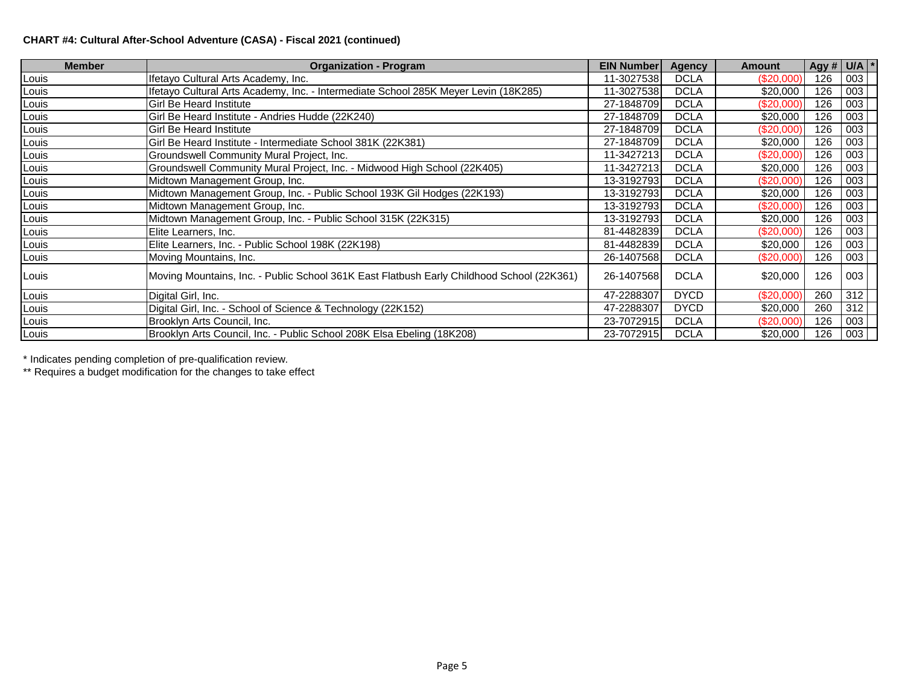**CHART #4: Cultural After-School Adventure (CASA) - Fiscal 2021 (continued)**

| Member | Organization - Program | EIN Number | Agency | Amount | Agy # | U/A | * |
|---|---|---|---|---|---|---|---|
| Louis | Ifetayo Cultural Arts Academy, Inc. | 11-3027538 | DCLA | ($20,000) | 126 | 003 | |
| Louis | Ifetayo Cultural Arts Academy, Inc. - Intermediate School 285K Meyer Levin (18K285) | 11-3027538 | DCLA | $20,000 | 126 | 003 | |
| Louis | Girl Be Heard Institute | 27-1848709 | DCLA | ($20,000) | 126 | 003 | |
| Louis | Girl Be Heard Institute - Andries Hudde (22K240) | 27-1848709 | DCLA | $20,000 | 126 | 003 | |
| Louis | Girl Be Heard Institute | 27-1848709 | DCLA | ($20,000) | 126 | 003 | |
| Louis | Girl Be Heard Institute - Intermediate School 381K (22K381) | 27-1848709 | DCLA | $20,000 | 126 | 003 | |
| Louis | Groundswell Community Mural Project, Inc. | 11-3427213 | DCLA | ($20,000) | 126 | 003 | |
| Louis | Groundswell Community Mural Project, Inc. - Midwood High School (22K405) | 11-3427213 | DCLA | $20,000 | 126 | 003 | |
| Louis | Midtown Management Group, Inc. | 13-3192793 | DCLA | ($20,000) | 126 | 003 | |
| Louis | Midtown Management Group, Inc. - Public School 193K Gil Hodges (22K193) | 13-3192793 | DCLA | $20,000 | 126 | 003 | |
| Louis | Midtown Management Group, Inc. | 13-3192793 | DCLA | ($20,000) | 126 | 003 | |
| Louis | Midtown Management Group, Inc. - Public School 315K (22K315) | 13-3192793 | DCLA | $20,000 | 126 | 003 | |
| Louis | Elite Learners, Inc. | 81-4482839 | DCLA | ($20,000) | 126 | 003 | |
| Louis | Elite Learners, Inc. - Public School 198K (22K198) | 81-4482839 | DCLA | $20,000 | 126 | 003 | |
| Louis | Moving Mountains, Inc. | 26-1407568 | DCLA | ($20,000) | 126 | 003 | |
| Louis | Moving Mountains, Inc. - Public School 361K East Flatbush Early Childhood School (22K361) | 26-1407568 | DCLA | $20,000 | 126 | 003 | |
| Louis | Digital Girl, Inc. | 47-2288307 | DYCD | ($20,000) | 260 | 312 | |
| Louis | Digital Girl, Inc. - School of Science & Technology (22K152) | 47-2288307 | DYCD | $20,000 | 260 | 312 | |
| Louis | Brooklyn Arts Council, Inc. | 23-7072915 | DCLA | ($20,000) | 126 | 003 | |
| Louis | Brooklyn Arts Council, Inc. - Public School 208K Elsa Ebeling (18K208) | 23-7072915 | DCLA | $20,000 | 126 | 003 | |

* Indicates pending completion of pre-qualification review.

** Requires a budget modification for the changes to take effect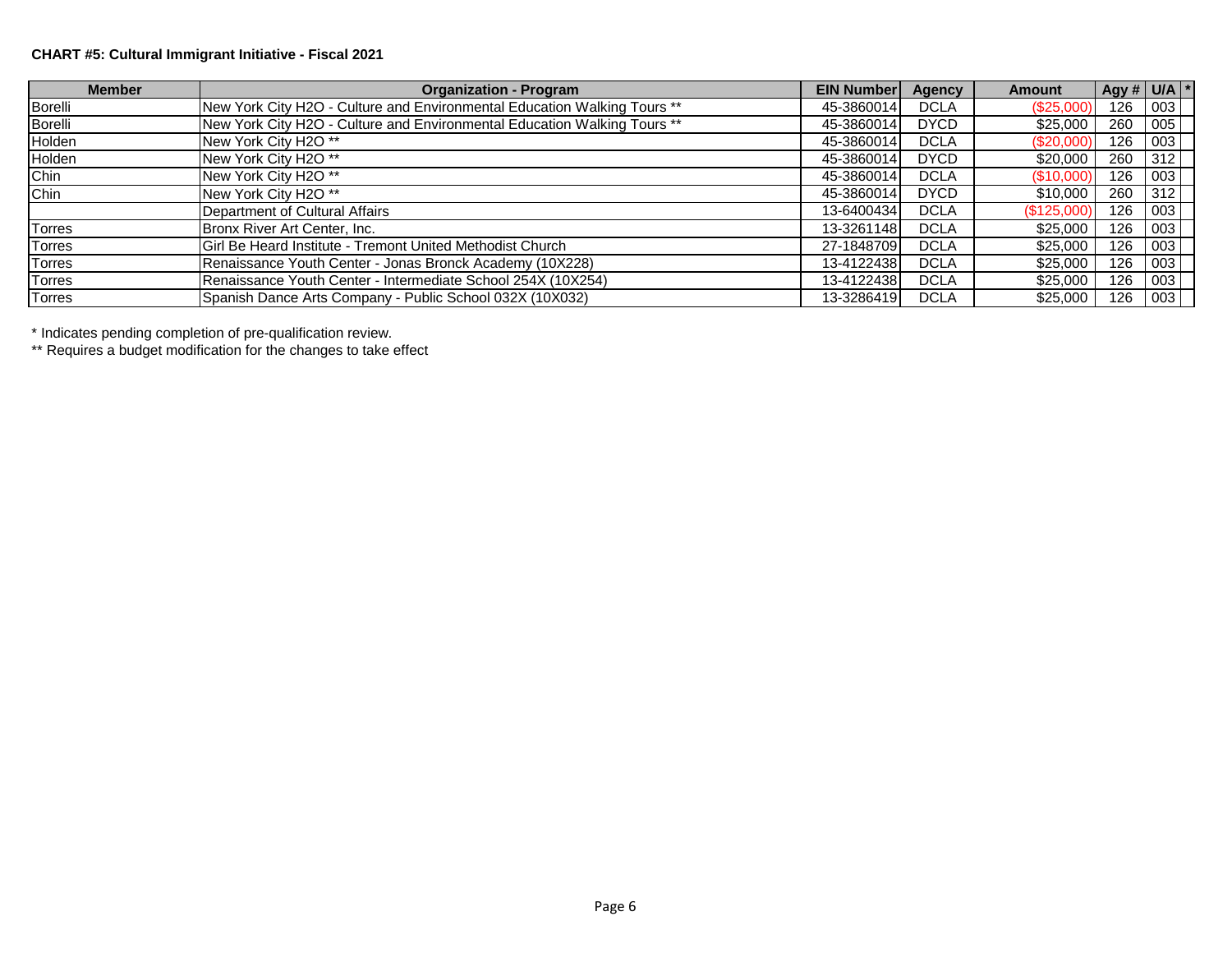**CHART #5: Cultural Immigrant Initiative - Fiscal 2021**

| Member | Organization - Program | EIN Number | Agency | Amount | Agy # | U/A | * |
|---|---|---|---|---|---|---|---|
| Borelli | New York City H2O - Culture and Environmental Education Walking Tours ** | 45-3860014 | DCLA | ($25,000) | 126 | 003 | |
| Borelli | New York City H2O - Culture and Environmental Education Walking Tours ** | 45-3860014 | DYCD | $25,000 | 260 | 005 | |
| Holden | New York City H2O ** | 45-3860014 | DCLA | ($20,000) | 126 | 003 | |
| Holden | New York City H2O ** | 45-3860014 | DYCD | $20,000 | 260 | 312 | |
| Chin | New York City H2O ** | 45-3860014 | DCLA | ($10,000) | 126 | 003 | |
| Chin | New York City H2O ** | 45-3860014 | DYCD | $10,000 | 260 | 312 | |
| | Department of Cultural Affairs | 13-6400434 | DCLA | ($125,000) | 126 | 003 | |
| Torres | Bronx River Art Center, Inc. | 13-3261148 | DCLA | $25,000 | 126 | 003 | |
| Torres | Girl Be Heard Institute - Tremont United Methodist Church | 27-1848709 | DCLA | $25,000 | 126 | 003 | |
| Torres | Renaissance Youth Center - Jonas Bronck Academy (10X228) | 13-4122438 | DCLA | $25,000 | 126 | 003 | |
| Torres | Renaissance Youth Center - Intermediate School 254X (10X254) | 13-4122438 | DCLA | $25,000 | 126 | 003 | |
| Torres | Spanish Dance Arts Company - Public School 032X (10X032) | 13-3286419 | DCLA | $25,000 | 126 | 003 | |

\* Indicates pending completion of pre-qualification review.

** Requires a budget modification for the changes to take effect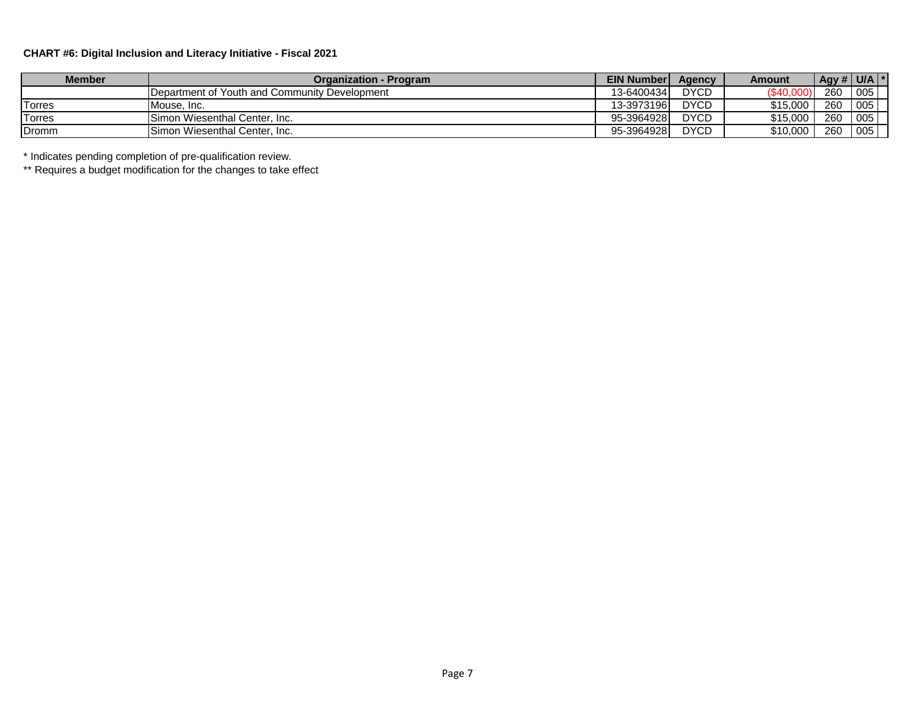**CHART #6: Digital Inclusion and Literacy Initiative - Fiscal 2021**

| Member | Organization - Program | EIN Number | Agency | Amount | Agy # | U/A | * |
|---|---|---|---|---|---|---|---|
| | Department of Youth and Community Development | 13-6400434 | DYCD | ($40,000) | 260 | 005 | |
| Torres | Mouse, Inc. | 13-3973196 | DYCD | $15,000 | 260 | 005 | |
| Torres | Simon Wiesenthal Center, Inc. | 95-3964928 | DYCD | $15,000 | 260 | 005 | |
| Dromm | Simon Wiesenthal Center, Inc. | 95-3964928 | DYCD | $10,000 | 260 | 005 | |

* Indicates pending completion of pre-qualification review.

** Requires a budget modification for the changes to take effect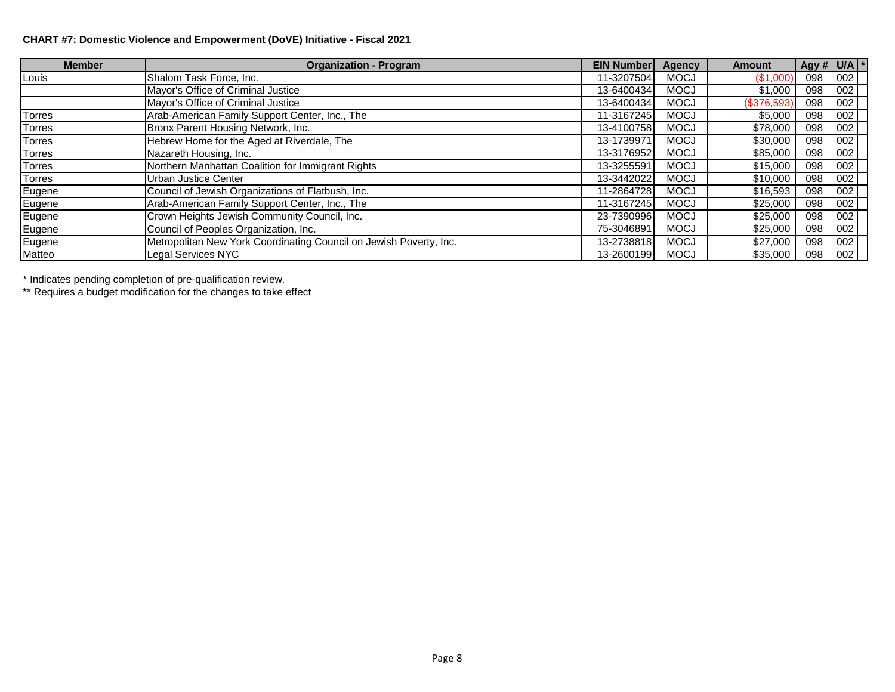**CHART #7: Domestic Violence and Empowerment (DoVE) Initiative - Fiscal 2021**

| Member | Organization - Program | EIN Number | Agency | Amount | Agy # | U/A | * |
|---|---|---|---|---|---|---|---|
| Louis | Shalom Task Force, Inc. | 11-3207504 | MOCJ | ($1,000) | 098 | 002 | |
| | Mayor's Office of Criminal Justice | 13-6400434 | MOCJ | $1,000 | 098 | 002 | |
| | Mayor's Office of Criminal Justice | 13-6400434 | MOCJ | ($376,593) | 098 | 002 | |
| Torres | Arab-American Family Support Center, Inc., The | 11-3167245 | MOCJ | $5,000 | 098 | 002 | |
| Torres | Bronx Parent Housing Network, Inc. | 13-4100758 | MOCJ | $78,000 | 098 | 002 | |
| Torres | Hebrew Home for the Aged at Riverdale, The | 13-1739971 | MOCJ | $30,000 | 098 | 002 | |
| Torres | Nazareth Housing, Inc. | 13-3176952 | MOCJ | $85,000 | 098 | 002 | |
| Torres | Northern Manhattan Coalition for Immigrant Rights | 13-3255591 | MOCJ | $15,000 | 098 | 002 | |
| Torres | Urban Justice Center | 13-3442022 | MOCJ | $10,000 | 098 | 002 | |
| Eugene | Council of Jewish Organizations of Flatbush, Inc. | 11-2864728 | MOCJ | $16,593 | 098 | 002 | |
| Eugene | Arab-American Family Support Center, Inc., The | 11-3167245 | MOCJ | $25,000 | 098 | 002 | |
| Eugene | Crown Heights Jewish Community Council, Inc. | 23-7390996 | MOCJ | $25,000 | 098 | 002 | |
| Eugene | Council of Peoples Organization, Inc. | 75-3046891 | MOCJ | $25,000 | 098 | 002 | |
| Eugene | Metropolitan New York Coordinating Council on Jewish Poverty, Inc. | 13-2738818 | MOCJ | $27,000 | 098 | 002 | |
| Matteo | Legal Services NYC | 13-2600199 | MOCJ | $35,000 | 098 | 002 | |

\* Indicates pending completion of pre-qualification review.

\*\* Requires a budget modification for the changes to take effect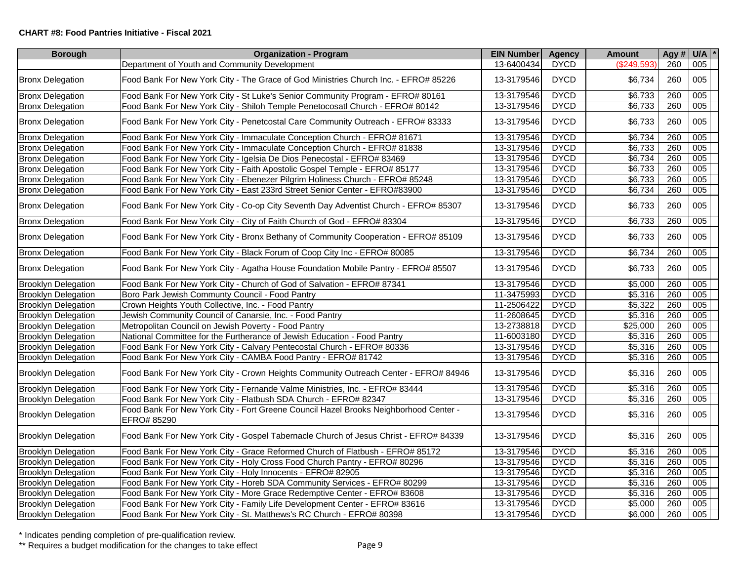**CHART #8: Food Pantries Initiative - Fiscal 2021**

| Borough | Organization - Program | EIN Number | Agency | Amount | Agy # | U/A | * |
|---|---|---|---|---|---|---|---|
| | Department of Youth and Community Development | 13-6400434 | DYCD | ($249,593) | 260 | 005 | |
| Bronx Delegation | Food Bank For New York City - The Grace of God Ministries Church Inc. - EFRO# 85226 | 13-3179546 | DYCD | $6,734 | 260 | 005 | |
| Bronx Delegation | Food Bank For New York City - St Luke's Senior Community Program - EFRO# 80161 | 13-3179546 | DYCD | $6,733 | 260 | 005 | |
| Bronx Delegation | Food Bank For New York City - Shiloh Temple Penetocosatl Church - EFRO# 80142 | 13-3179546 | DYCD | $6,733 | 260 | 005 | |
| Bronx Delegation | Food Bank For New York City - Penetcostal Care Community Outreach - EFRO# 83333 | 13-3179546 | DYCD | $6,733 | 260 | 005 | |
| Bronx Delegation | Food Bank For New York City - Immaculate Conception Church - EFRO# 81671 | 13-3179546 | DYCD | $6,734 | 260 | 005 | |
| Bronx Delegation | Food Bank For New York City - Immaculate Conception Church - EFRO# 81838 | 13-3179546 | DYCD | $6,733 | 260 | 005 | |
| Bronx Delegation | Food Bank For New York City - Igelsia De Dios Penecostal - EFRO# 83469 | 13-3179546 | DYCD | $6,734 | 260 | 005 | |
| Bronx Delegation | Food Bank For New York City - Faith Apostolic Gospel Temple - EFRO# 85177 | 13-3179546 | DYCD | $6,733 | 260 | 005 | |
| Bronx Delegation | Food Bank For New York City - Ebenezer Pilgrim Holiness Church - EFRO# 85248 | 13-3179546 | DYCD | $6,733 | 260 | 005 | |
| Bronx Delegation | Food Bank For New York City - East 233rd Street Senior Center - EFRO#83900 | 13-3179546 | DYCD | $6,734 | 260 | 005 | |
| Bronx Delegation | Food Bank For New York City - Co-op City Seventh Day Adventist Church - EFRO# 85307 | 13-3179546 | DYCD | $6,733 | 260 | 005 | |
| Bronx Delegation | Food Bank For New York City - City of Faith Church of God - EFRO# 83304 | 13-3179546 | DYCD | $6,733 | 260 | 005 | |
| Bronx Delegation | Food Bank For New York City - Bronx Bethany of Community Cooperation - EFRO# 85109 | 13-3179546 | DYCD | $6,733 | 260 | 005 | |
| Bronx Delegation | Food Bank For New York City - Black Forum of Coop City Inc - EFRO# 80085 | 13-3179546 | DYCD | $6,734 | 260 | 005 | |
| Bronx Delegation | Food Bank For New York City - Agatha House Foundation Mobile Pantry - EFRO# 85507 | 13-3179546 | DYCD | $6,733 | 260 | 005 | |
| Brooklyn Delegation | Food Bank For New York City - Church of God of Salvation - EFRO# 87341 | 13-3179546 | DYCD | $5,000 | 260 | 005 | |
| Brooklyn Delegation | Boro Park Jewish Communty Council - Food Pantry | 11-3475993 | DYCD | $5,316 | 260 | 005 | |
| Brooklyn Delegation | Crown Heights Youth Collective, Inc. - Food Pantry | 11-2506422 | DYCD | $5,322 | 260 | 005 | |
| Brooklyn Delegation | Jewish Community Council of Canarsie, Inc. - Food Pantry | 11-2608645 | DYCD | $5,316 | 260 | 005 | |
| Brooklyn Delegation | Metropolitan Council on Jewish Poverty - Food Pantry | 13-2738818 | DYCD | $25,000 | 260 | 005 | |
| Brooklyn Delegation | National Committee for the Furtherance of Jewish Education - Food Pantry | 11-6003180 | DYCD | $5,316 | 260 | 005 | |
| Brooklyn Delegation | Food Bank For New York City - Calvary Pentecostal Church - EFRO# 80336 | 13-3179546 | DYCD | $5,316 | 260 | 005 | |
| Brooklyn Delegation | Food Bank For New York City - CAMBA Food Pantry - EFRO# 81742 | 13-3179546 | DYCD | $5,316 | 260 | 005 | |
| Brooklyn Delegation | Food Bank For New York City - Crown Heights Community Outreach Center - EFRO# 84946 | 13-3179546 | DYCD | $5,316 | 260 | 005 | |
| Brooklyn Delegation | Food Bank For New York City - Fernande Valme Ministries, Inc. - EFRO# 83444 | 13-3179546 | DYCD | $5,316 | 260 | 005 | |
| Brooklyn Delegation | Food Bank For New York City - Flatbush SDA Church - EFRO# 82347 | 13-3179546 | DYCD | $5,316 | 260 | 005 | |
| Brooklyn Delegation | Food Bank For New York City - Fort Greene Council Hazel Brooks Neighborhood Center - EFRO# 85290 | 13-3179546 | DYCD | $5,316 | 260 | 005 | |
| Brooklyn Delegation | Food Bank For New York City - Gospel Tabernacle Church of Jesus Christ - EFRO# 84339 | 13-3179546 | DYCD | $5,316 | 260 | 005 | |
| Brooklyn Delegation | Food Bank For New York City - Grace Reformed Church of Flatbush - EFRO# 85172 | 13-3179546 | DYCD | $5,316 | 260 | 005 | |
| Brooklyn Delegation | Food Bank For New York City - Holy Cross Food Church Pantry - EFRO# 80296 | 13-3179546 | DYCD | $5,316 | 260 | 005 | |
| Brooklyn Delegation | Food Bank For New York City - Holy Innocents - EFRO# 82905 | 13-3179546 | DYCD | $5,316 | 260 | 005 | |
| Brooklyn Delegation | Food Bank For New York City - Horeb SDA Community Services - EFRO# 80299 | 13-3179546 | DYCD | $5,316 | 260 | 005 | |
| Brooklyn Delegation | Food Bank For New York City - More Grace Redemptive Center - EFRO# 83608 | 13-3179546 | DYCD | $5,316 | 260 | 005 | |
| Brooklyn Delegation | Food Bank For New York City - Family Life Development Center - EFRO# 83616 | 13-3179546 | DYCD | $5,000 | 260 | 005 | |
| Brooklyn Delegation | Food Bank For New York City - St. Matthews's RC Church - EFRO# 80398 | 13-3179546 | DYCD | $6,000 | 260 | 005 | |

\* Indicates pending completion of pre-qualification review.

** Requires a budget modification for the changes to take effect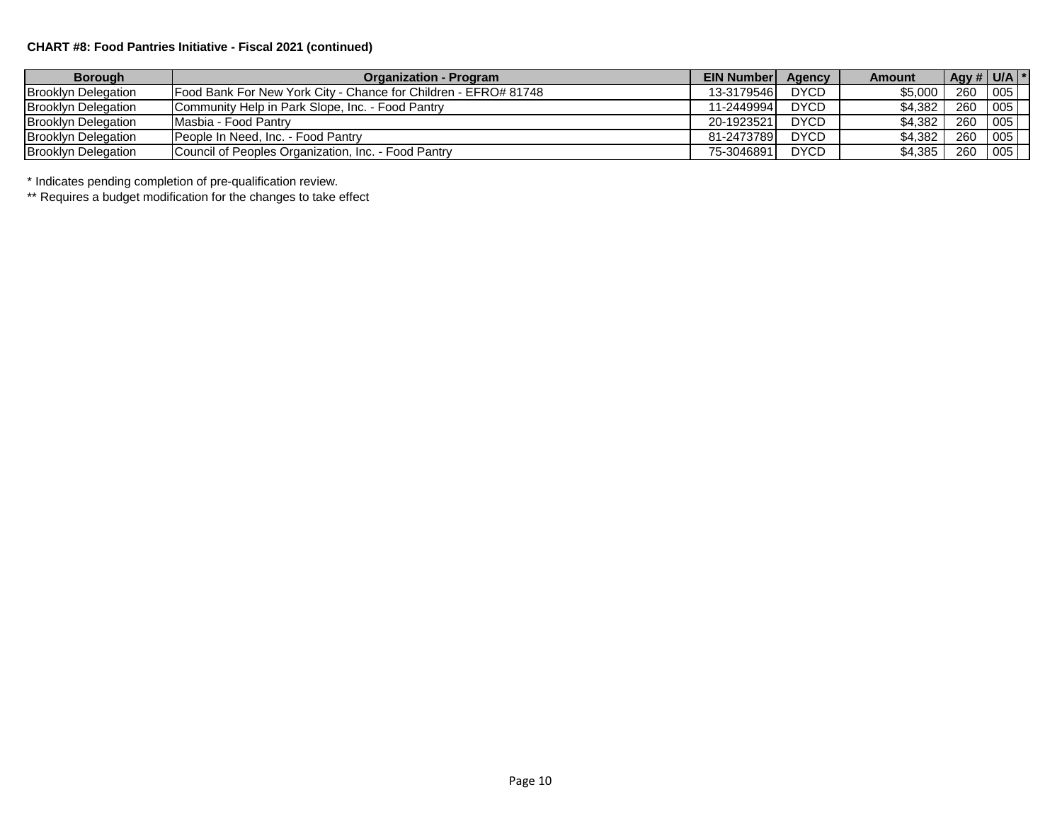**CHART #8: Food Pantries Initiative - Fiscal 2021 (continued)**

| Borough | Organization - Program | EIN Number | Agency | Amount | Agy # | U/A | * |
|---|---|---|---|---|---|---|---|
| Brooklyn Delegation | Food Bank For New York City - Chance for Children - EFRO# 81748 | 13-3179546 | DYCD | $5,000 | 260 | 005 | |
| Brooklyn Delegation | Community Help in Park Slope, Inc. - Food Pantry | 11-2449994 | DYCD | $4,382 | 260 | 005 | |
| Brooklyn Delegation | Masbia - Food Pantry | 20-1923521 | DYCD | $4,382 | 260 | 005 | |
| Brooklyn Delegation | People In Need, Inc. - Food Pantry | 81-2473789 | DYCD | $4,382 | 260 | 005 | |
| Brooklyn Delegation | Council of Peoples Organization, Inc. - Food Pantry | 75-3046891 | DYCD | $4,385 | 260 | 005 | |

\* Indicates pending completion of pre-qualification review.

\*\* Requires a budget modification for the changes to take effect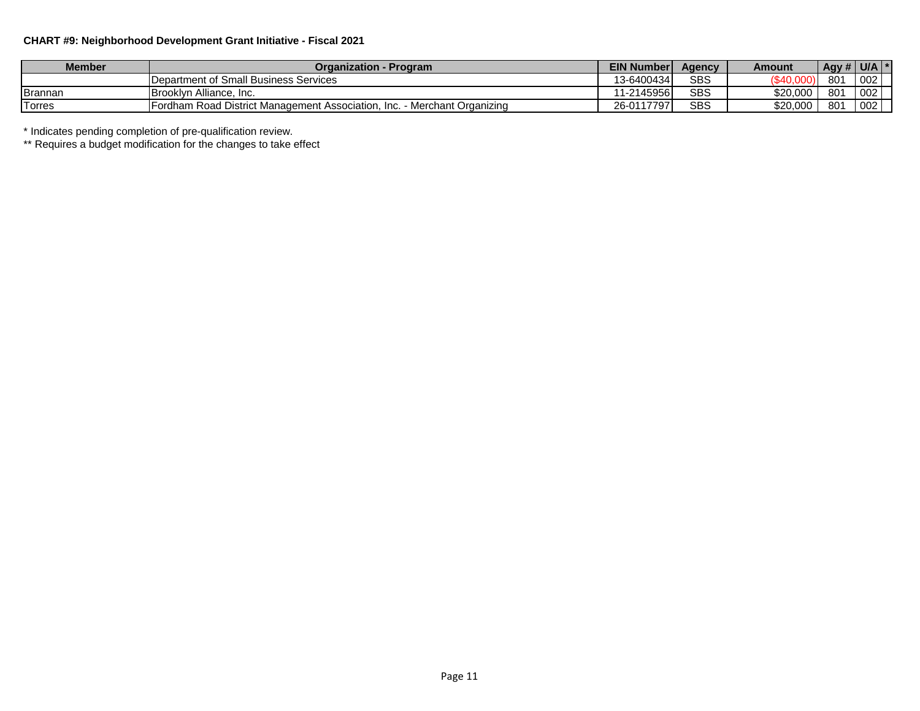**CHART #9: Neighborhood Development Grant Initiative - Fiscal 2021**

| Member | Organization - Program | EIN Number | Agency | Amount | Agy # | U/A | * |
|---|---|---|---|---|---|---|---|
| | Department of Small Business Services | 13-6400434 | SBS | ($40,000) | 801 | 002 | |
| Brannan | Brooklyn Alliance, Inc. | 11-2145956 | SBS | $20,000 | 801 | 002 | |
| Torres | Fordham Road District Management Association, Inc. - Merchant Organizing | 26-0117797 | SBS | $20,000 | 801 | 002 | |

\* Indicates pending completion of pre-qualification review.

\*\* Requires a budget modification for the changes to take effect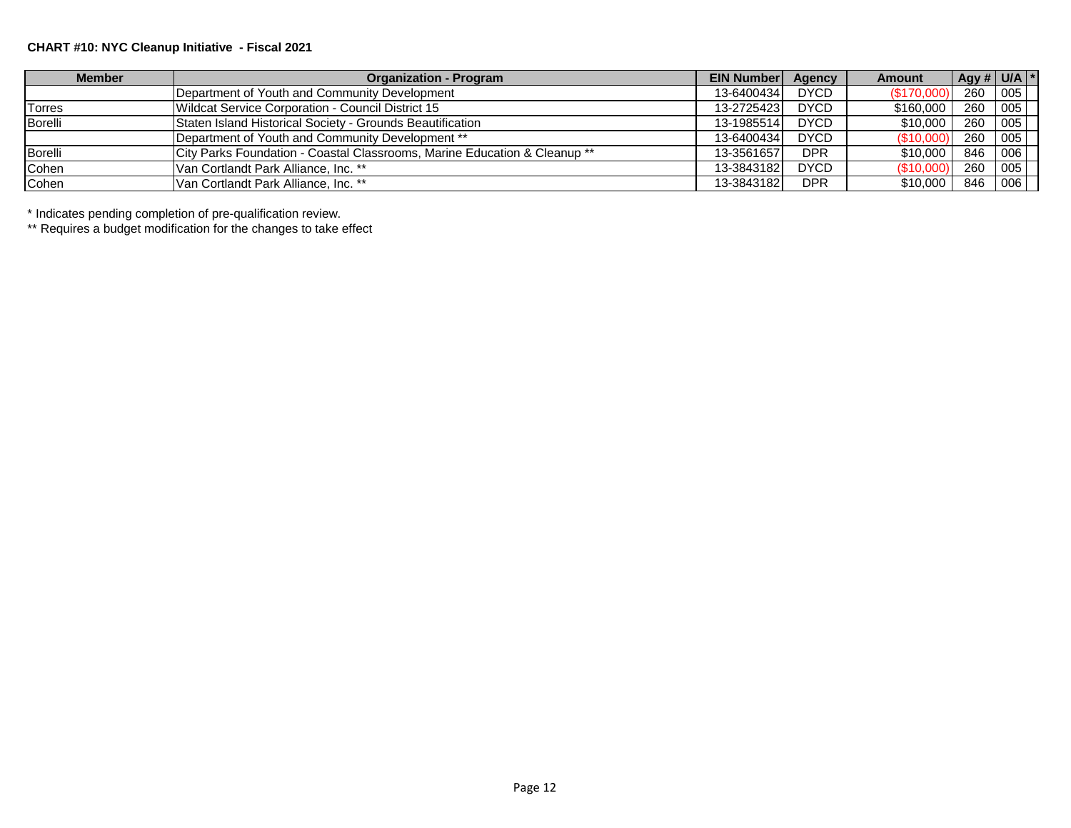**CHART #10: NYC Cleanup Initiative - Fiscal 2021**

| Member | Organization - Program | EIN Number | Agency | Amount | Agy # | U/A | * |
|---|---|---|---|---|---|---|---|
| | Department of Youth and Community Development | 13-6400434 | DYCD | ($170,000) | 260 | 005 | |
| Torres | Wildcat Service Corporation - Council District 15 | 13-2725423 | DYCD | $160,000 | 260 | 005 | |
| Borelli | Staten Island Historical Society - Grounds Beautification | 13-1985514 | DYCD | $10,000 | 260 | 005 | |
| | Department of Youth and Community Development ** | 13-6400434 | DYCD | ($10,000) | 260 | 005 | |
| Borelli | City Parks Foundation - Coastal Classrooms, Marine Education & Cleanup ** | 13-3561657 | DPR | $10,000 | 846 | 006 | |
| Cohen | Van Cortlandt Park Alliance, Inc. ** | 13-3843182 | DYCD | ($10,000) | 260 | 005 | |
| Cohen | Van Cortlandt Park Alliance, Inc. ** | 13-3843182 | DPR | $10,000 | 846 | 006 | |

* Indicates pending completion of pre-qualification review.

** Requires a budget modification for the changes to take effect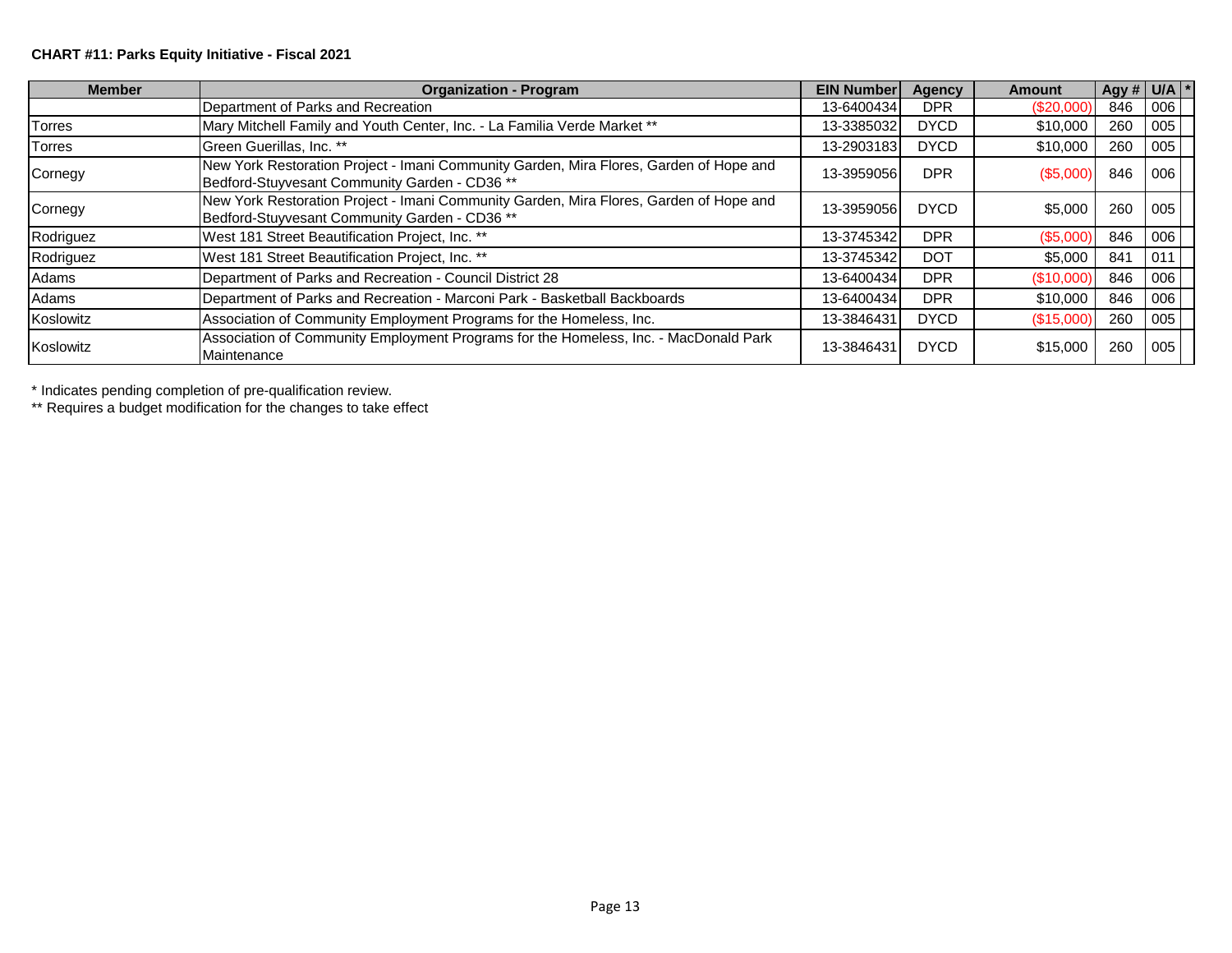**CHART #11: Parks Equity Initiative - Fiscal 2021**

| Member | Organization - Program | EIN Number | Agency | Amount | Agy # | U/A | * |
|---|---|---|---|---|---|---|---|
| | Department of Parks and Recreation | 13-6400434 | DPR | ($20,000) | 846 | 006 | |
| Torres | Mary Mitchell Family and Youth Center, Inc. - La Familia Verde Market ** | 13-3385032 | DYCD | $10,000 | 260 | 005 | |
| Torres | Green Guerillas, Inc. ** | 13-2903183 | DYCD | $10,000 | 260 | 005 | |
| Cornegy | New York Restoration Project - Imani Community Garden, Mira Flores, Garden of Hope and Bedford-Stuyvesant Community Garden - CD36 ** | 13-3959056 | DPR | ($5,000) | 846 | 006 | |
| Cornegy | New York Restoration Project - Imani Community Garden, Mira Flores, Garden of Hope and Bedford-Stuyvesant Community Garden - CD36 ** | 13-3959056 | DYCD | $5,000 | 260 | 005 | |
| Rodriguez | West 181 Street Beautification Project, Inc. ** | 13-3745342 | DPR | ($5,000) | 846 | 006 | |
| Rodriguez | West 181 Street Beautification Project, Inc. ** | 13-3745342 | DOT | $5,000 | 841 | 011 | |
| Adams | Department of Parks and Recreation - Council District 28 | 13-6400434 | DPR | ($10,000) | 846 | 006 | |
| Adams | Department of Parks and Recreation - Marconi Park - Basketball Backboards | 13-6400434 | DPR | $10,000 | 846 | 006 | |
| Koslowitz | Association of Community Employment Programs for the Homeless, Inc. | 13-3846431 | DYCD | ($15,000) | 260 | 005 | |
| Koslowitz | Association of Community Employment Programs for the Homeless, Inc. - MacDonald Park Maintenance | 13-3846431 | DYCD | $15,000 | 260 | 005 | |

\* Indicates pending completion of pre-qualification review.

\** Requires a budget modification for the changes to take effect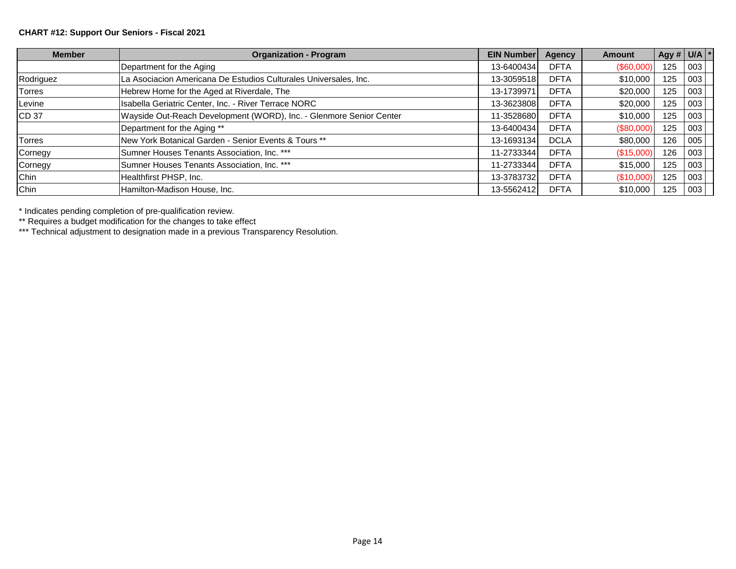**CHART #12: Support Our Seniors - Fiscal 2021**

| Member | Organization - Program | EIN Number | Agency | Amount | Agy # | U/A | * |
|---|---|---|---|---|---|---|---|
| | Department for the Aging | 13-6400434 | DFTA | ($60,000) | 125 | 003 | |
| Rodriguez | La Asociacion Americana De Estudios Culturales Universales, Inc. | 13-3059518 | DFTA | $10,000 | 125 | 003 | |
| Torres | Hebrew Home for the Aged at Riverdale, The | 13-1739971 | DFTA | $20,000 | 125 | 003 | |
| Levine | Isabella Geriatric Center, Inc. - River Terrace NORC | 13-3623808 | DFTA | $20,000 | 125 | 003 | |
| CD 37 | Wayside Out-Reach Development (WORD), Inc. - Glenmore Senior Center | 11-3528680 | DFTA | $10,000 | 125 | 003 | |
| | Department for the Aging ** | 13-6400434 | DFTA | ($80,000) | 125 | 003 | |
| Torres | New York Botanical Garden - Senior Events & Tours ** | 13-1693134 | DCLA | $80,000 | 126 | 005 | |
| Cornegy | Sumner Houses Tenants Association, Inc. *** | 11-2733344 | DFTA | ($15,000) | 126 | 003 | |
| Cornegy | Sumner Houses Tenants Association, Inc. *** | 11-2733344 | DFTA | $15,000 | 125 | 003 | |
| Chin | Healthfirst PHSP, Inc. | 13-3783732 | DFTA | ($10,000) | 125 | 003 | |
| Chin | Hamilton-Madison House, Inc. | 13-5562412 | DFTA | $10,000 | 125 | 003 | |

\* Indicates pending completion of pre-qualification review.

** Requires a budget modification for the changes to take effect

*** Technical adjustment to designation made in a previous Transparency Resolution.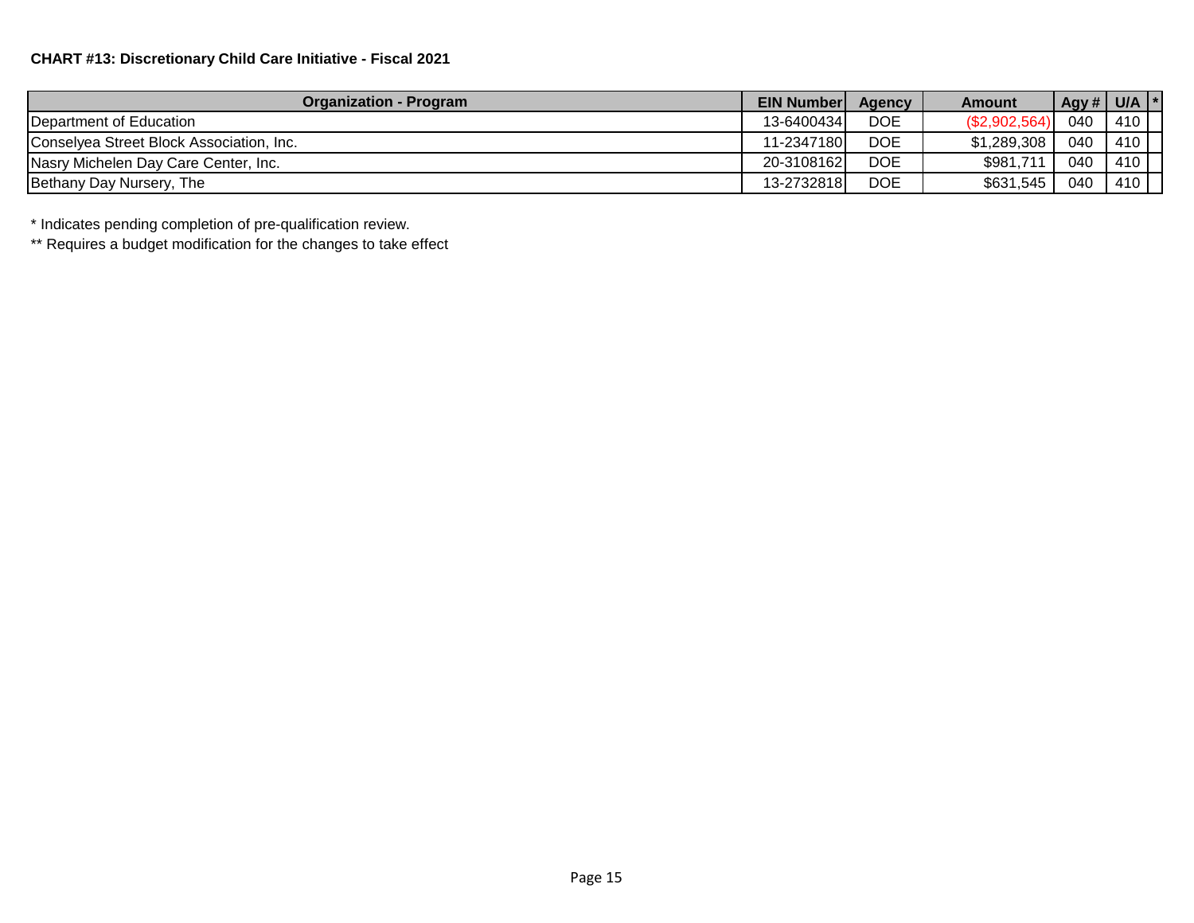**CHART #13: Discretionary Child Care Initiative - Fiscal 2021**

| Organization - Program | EIN Number | Agency | Amount | Agy # | U/A | * |
|---|---|---|---|---|---|---|
| Department of Education | 13-6400434 | DOE | ($2,902,564) | 040 | 410 | |
| Conselyea Street Block Association, Inc. | 11-2347180 | DOE | $1,289,308 | 040 | 410 | |
| Nasry Michelen Day Care Center, Inc. | 20-3108162 | DOE | $981,711 | 040 | 410 | |
| Bethany Day Nursery, The | 13-2732818 | DOE | $631,545 | 040 | 410 | |

* Indicates pending completion of pre-qualification review.

** Requires a budget modification for the changes to take effect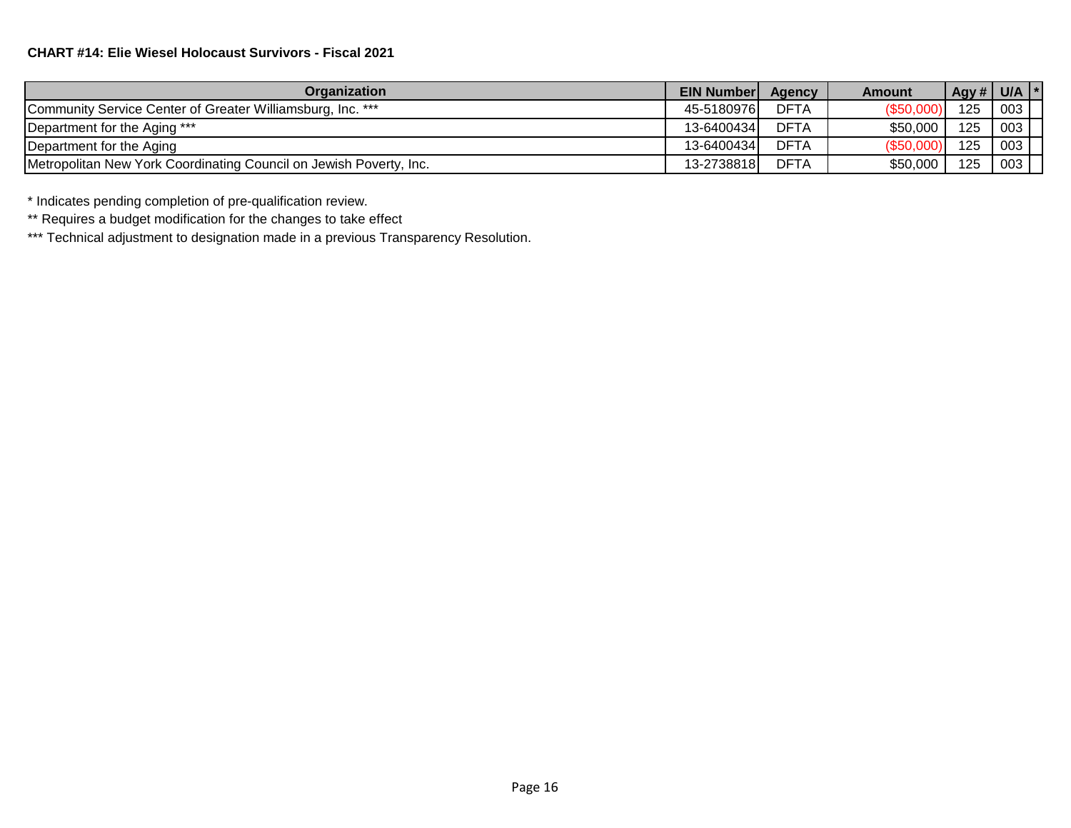**CHART #14: Elie Wiesel Holocaust Survivors - Fiscal 2021**

| Organization | EIN Number | Agency | Amount | Agy # | U/A | * |
|---|---|---|---|---|---|---|
| Community Service Center of Greater Williamsburg, Inc. *** | 45-5180976 | DFTA | ($50,000) | 125 | 003 | |
| Department for the Aging *** | 13-6400434 | DFTA | $50,000 | 125 | 003 | |
| Department for the Aging | 13-6400434 | DFTA | ($50,000) | 125 | 003 | |
| Metropolitan New York Coordinating Council on Jewish Poverty, Inc. | 13-2738818 | DFTA | $50,000 | 125 | 003 | |

* Indicates pending completion of pre-qualification review.

** Requires a budget modification for the changes to take effect

*** Technical adjustment to designation made in a previous Transparency Resolution.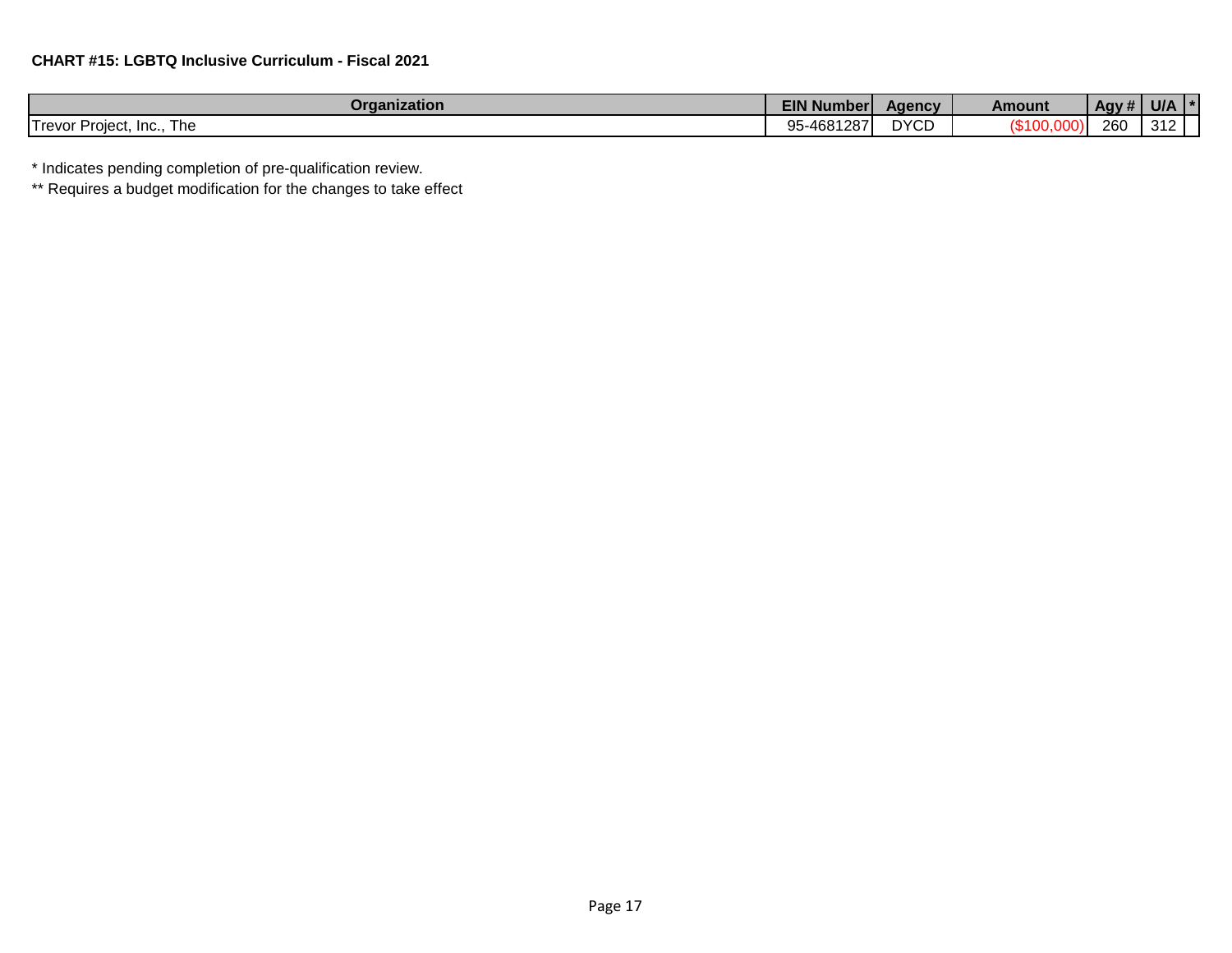**CHART #15: LGBTQ Inclusive Curriculum - Fiscal 2021**

| Organization | EIN Number | Agency | Amount | Agy # | U/A | * |
|---|---|---|---|---|---|---|
| Trevor Project, Inc., The | 95-4681287 | DYCD | ($100,000) | 260 | 312 | |

* Indicates pending completion of pre-qualification review.

** Requires a budget modification for the changes to take effect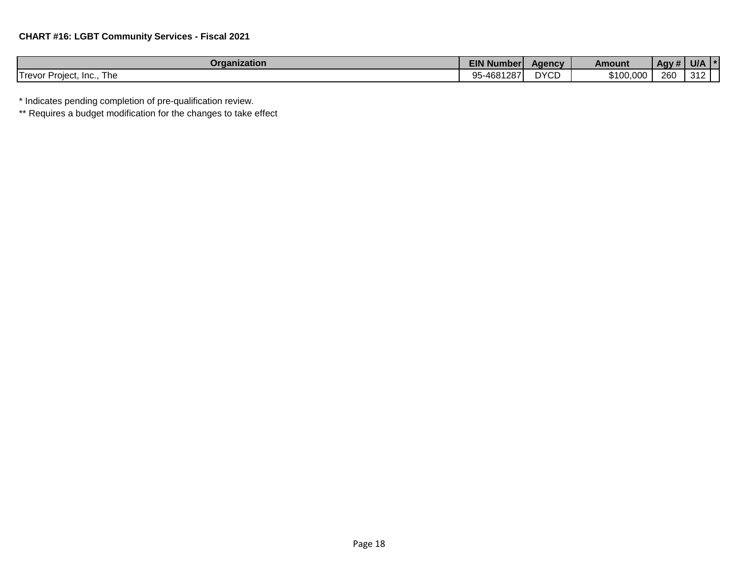**CHART #16: LGBT Community Services - Fiscal 2021**

| Organization | EIN Number | Agency | Amount | Agy # | U/A | * |
|---|---|---|---|---|---|---|
| Trevor Project, Inc., The | 95-4681287 | DYCD | $100,000 | 260 | 312 | |

* Indicates pending completion of pre-qualification review.

** Requires a budget modification for the changes to take effect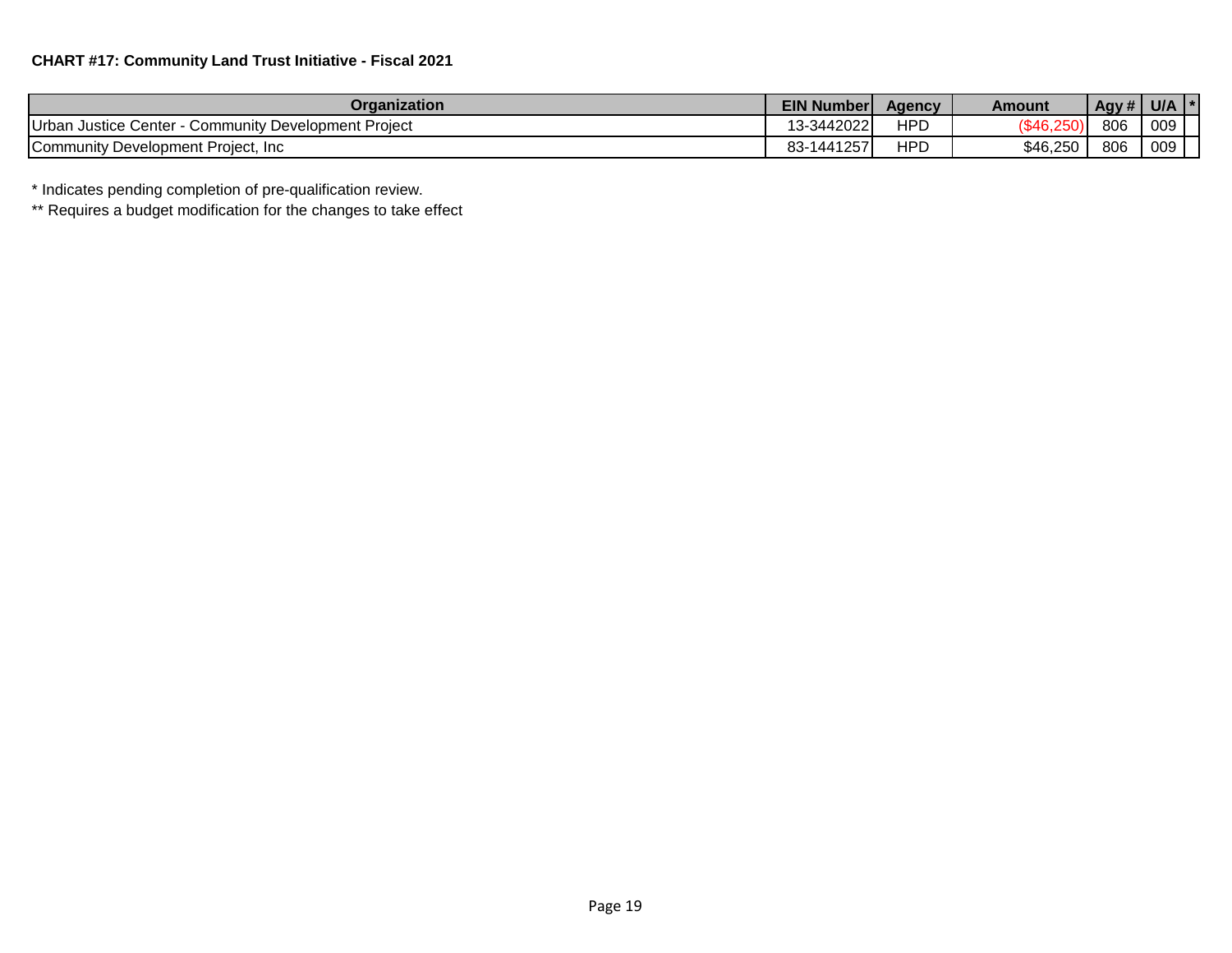**CHART #17: Community Land Trust Initiative - Fiscal 2021**

| Organization | EIN Number | Agency | Amount | Agy # | U/A | * |
|---|---|---|---|---|---|---|
| Urban Justice Center - Community Development Project | 13-3442022 | HPD | ($46,250) | 806 | 009 | |
| Community Development Project, Inc | 83-1441257 | HPD | $46,250 | 806 | 009 | |

* Indicates pending completion of pre-qualification review.

** Requires a budget modification for the changes to take effect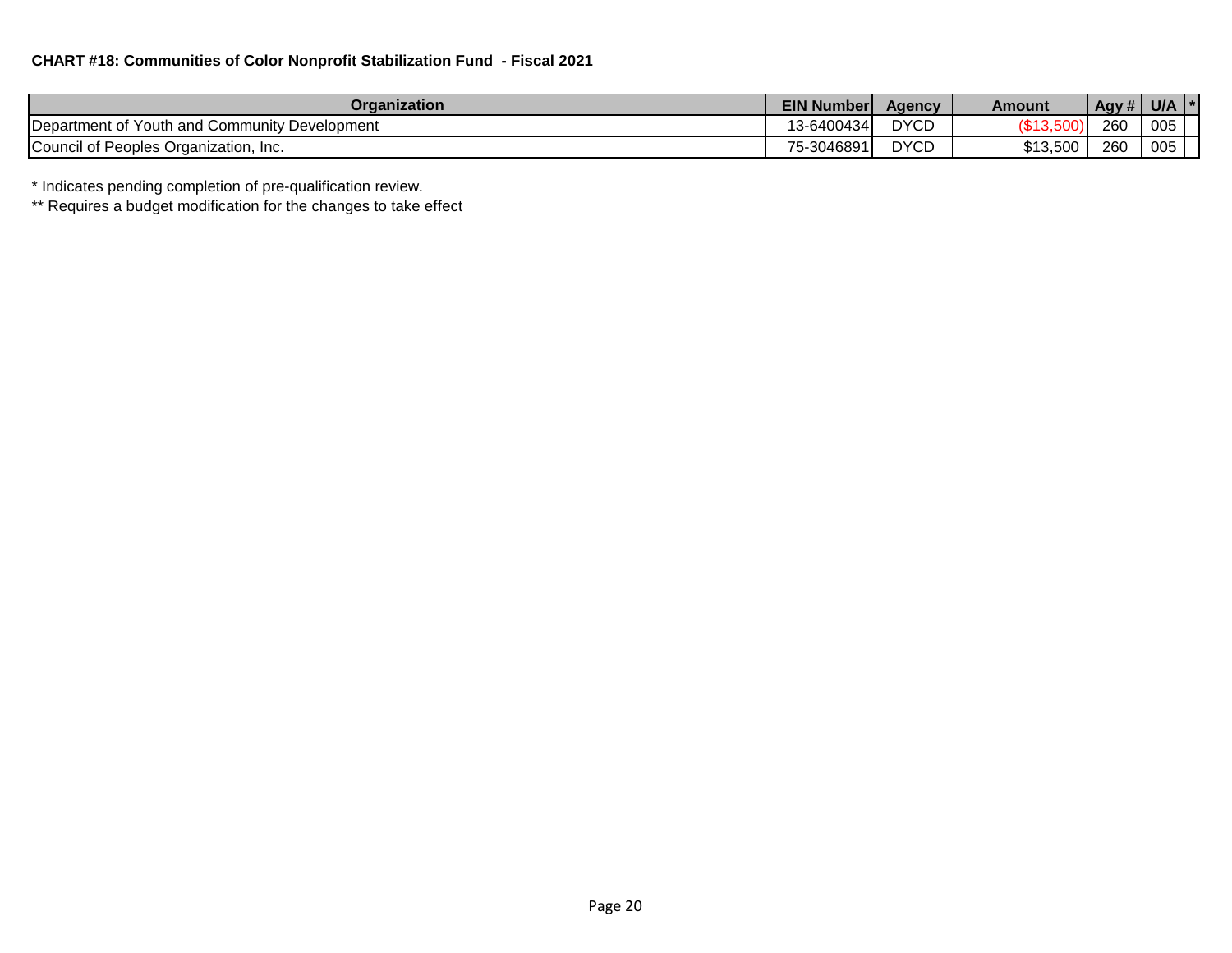**CHART #18: Communities of Color Nonprofit Stabilization Fund - Fiscal 2021**

| Organization | EIN Number | Agency | Amount | Agy # | U/A | * |
|---|---|---|---|---|---|---|
| Department of Youth and Community Development | 13-6400434 | DYCD | ($13,500) | 260 | 005 | |
| Council of Peoples Organization, Inc. | 75-3046891 | DYCD | $13,500 | 260 | 005 | |

* Indicates pending completion of pre-qualification review.

** Requires a budget modification for the changes to take effect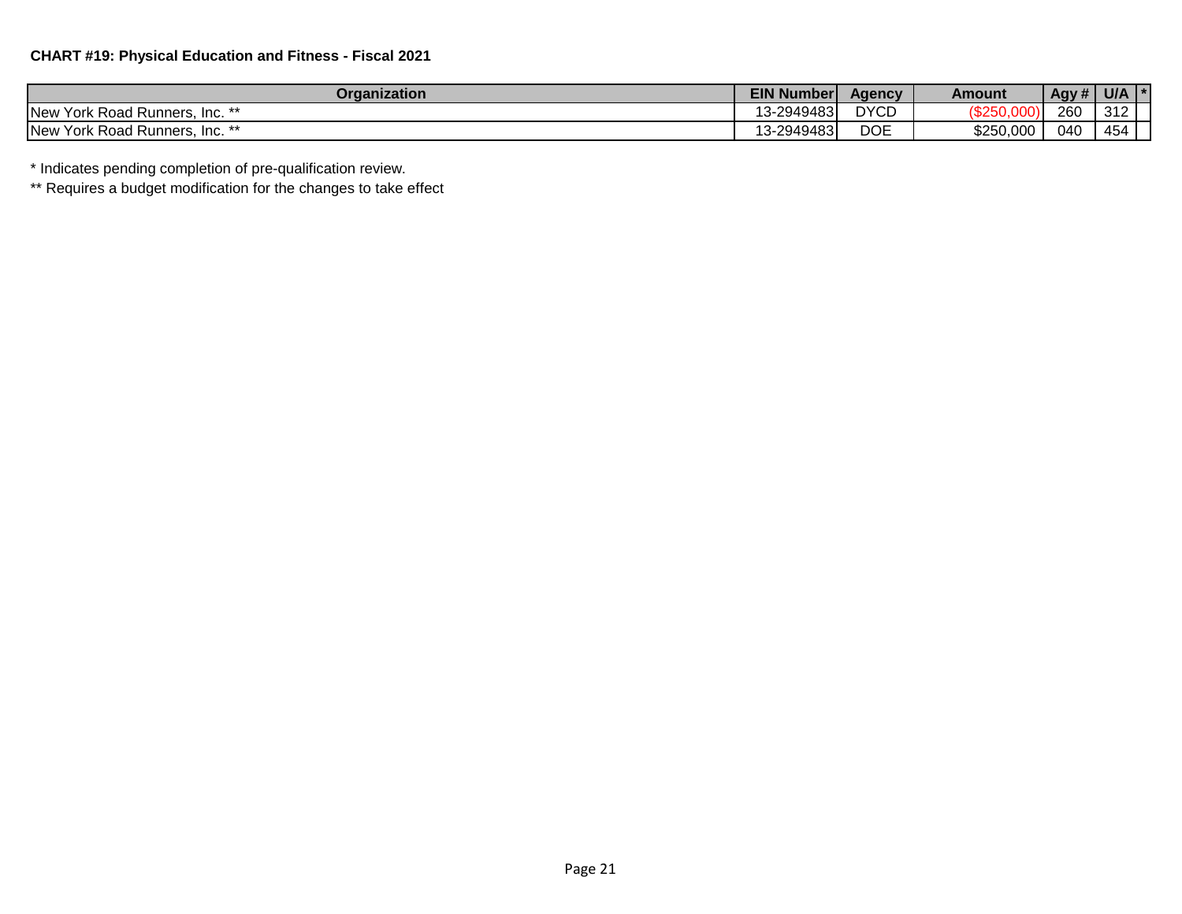**CHART #19: Physical Education and Fitness - Fiscal 2021**

| Organization | EIN Number | Agency | Amount | Agy # | U/A | * |
|---|---|---|---|---|---|---|
| New York Road Runners, Inc. ** | 13-2949483 | DYCD | ($250,000) | 260 | 312 | |
| New York Road Runners, Inc. ** | 13-2949483 | DOE | $250,000 | 040 | 454 | |

* Indicates pending completion of pre-qualification review.

** Requires a budget modification for the changes to take effect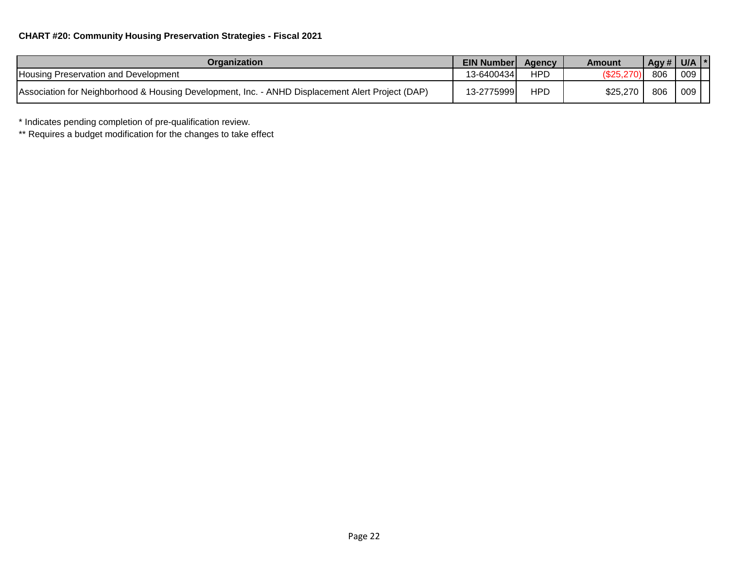**CHART #20: Community Housing Preservation Strategies - Fiscal 2021**

| Organization | EIN Number | Agency | Amount | Agy # | U/A | * |
|---|---|---|---|---|---|---|
| Housing Preservation and Development | 13-6400434 | HPD | ($25,270) | 806 | 009 | |
| Association for Neighborhood & Housing Development, Inc. - ANHD Displacement Alert Project (DAP) | 13-2775999 | HPD | $25,270 | 806 | 009 | |

* Indicates pending completion of pre-qualification review.

** Requires a budget modification for the changes to take effect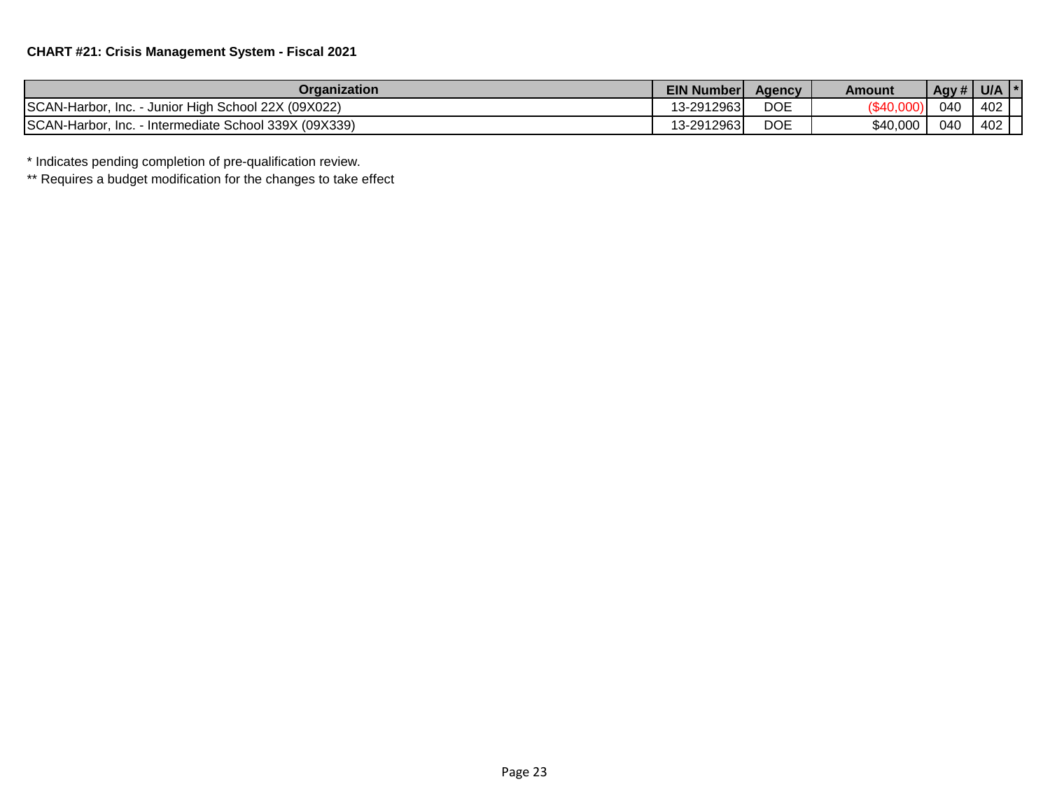**CHART #21: Crisis Management System - Fiscal 2021**

| Organization | EIN Number | Agency | Amount | Agy # | U/A | * |
|---|---|---|---|---|---|---|
| SCAN-Harbor, Inc. - Junior High School 22X (09X022) | 13-2912963 | DOE | ($40,000) | 040 | 402 | |
| SCAN-Harbor, Inc. - Intermediate School 339X (09X339) | 13-2912963 | DOE | $40,000 | 040 | 402 | |

\* Indicates pending completion of pre-qualification review.

\*\* Requires a budget modification for the changes to take effect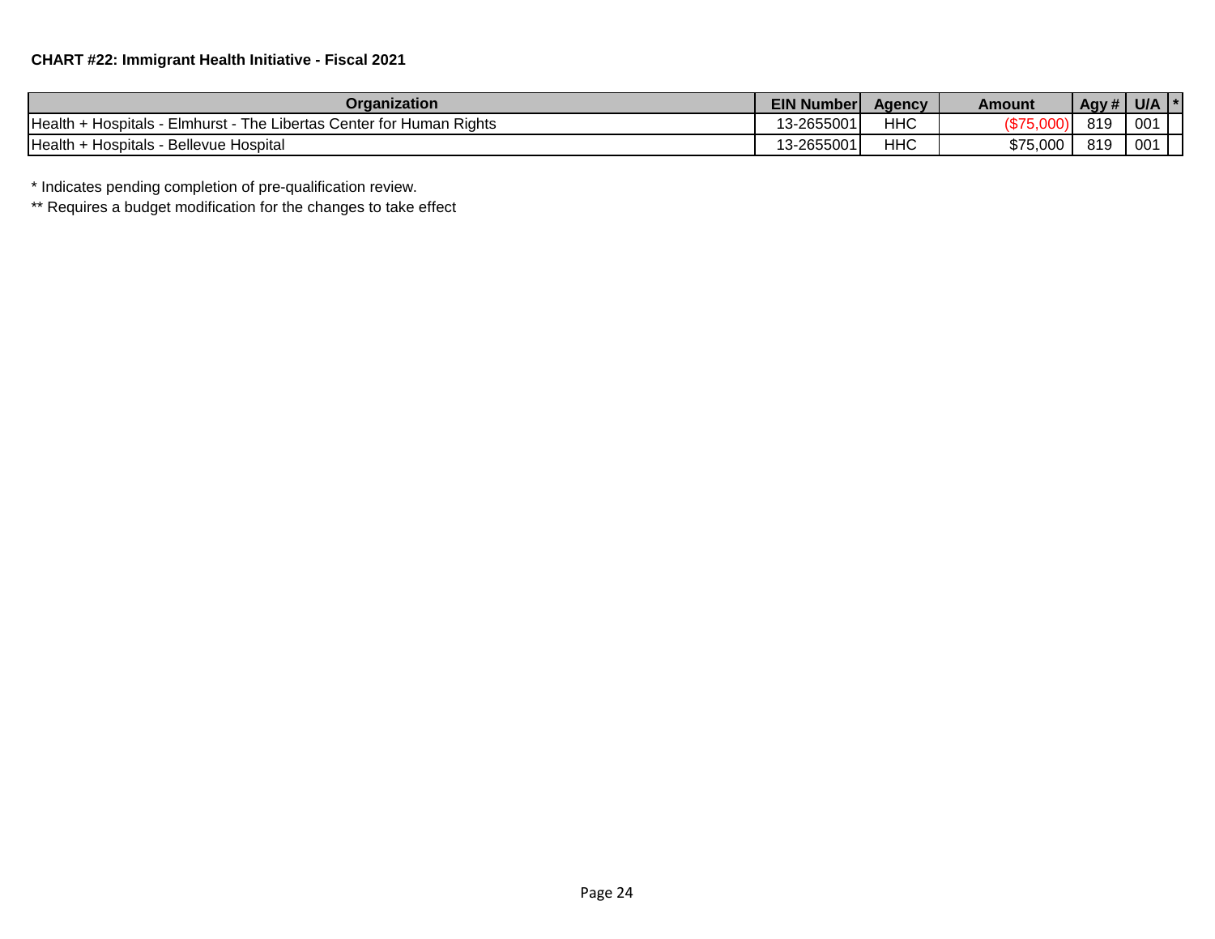**CHART #22: Immigrant Health Initiative - Fiscal 2021**

| Organization | EIN Number | Agency | Amount | Agy # | U/A | * |
|---|---|---|---|---|---|---|
| Health + Hospitals - Elmhurst - The Libertas Center for Human Rights | 13-2655001 | HHC | ($75,000) | 819 | 001 | |
| Health + Hospitals - Bellevue Hospital | 13-2655001 | HHC | $75,000 | 819 | 001 | |

* Indicates pending completion of pre-qualification review.

** Requires a budget modification for the changes to take effect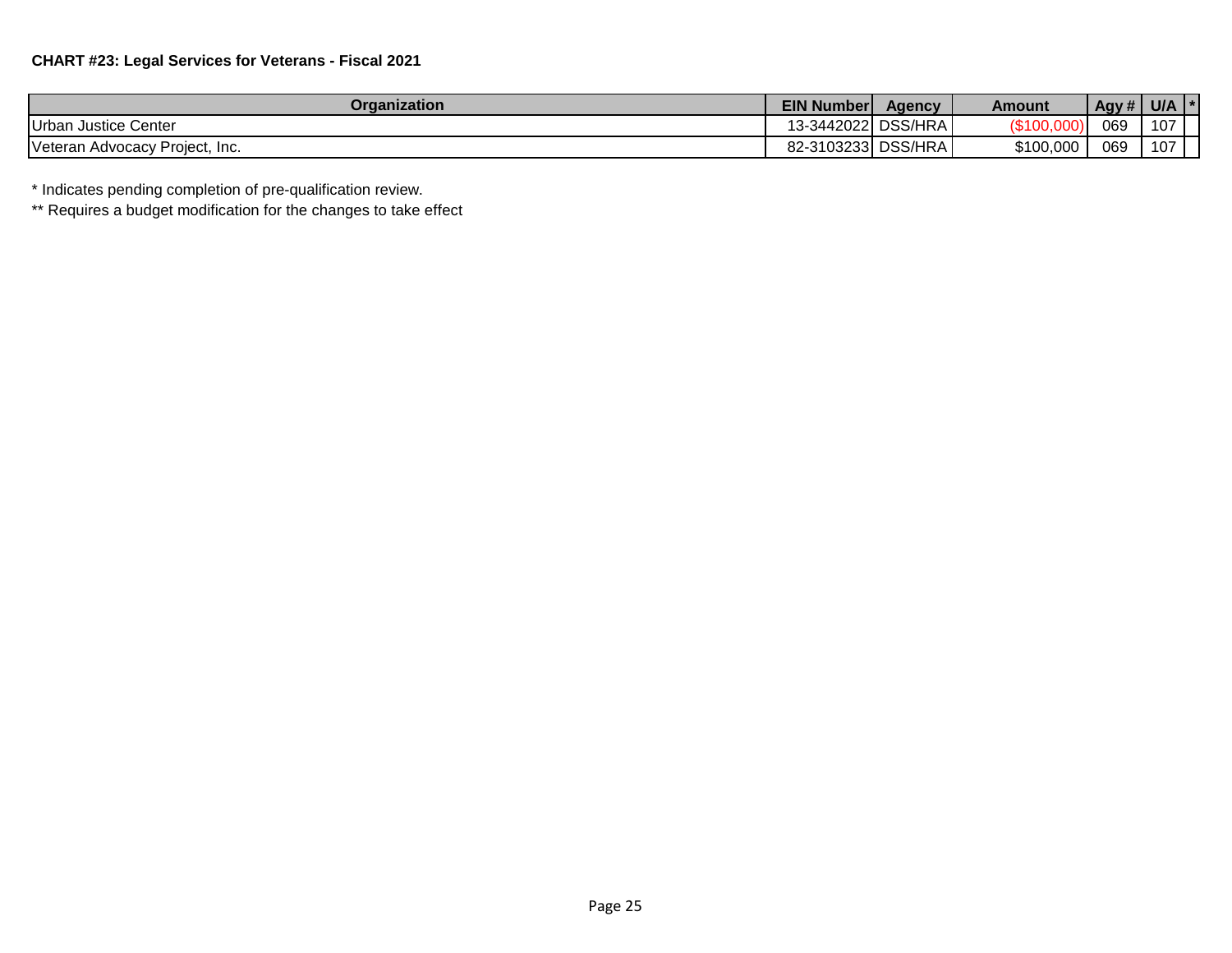**CHART #23: Legal Services for Veterans - Fiscal 2021**

| Organization | EIN Number | Agency | Amount | Agy # | U/A | * |
|---|---|---|---|---|---|---|
| Urban Justice Center | 13-3442022 | DSS/HRA | ($100,000) | 069 | 107 | |
| Veteran Advocacy Project, Inc. | 82-3103233 | DSS/HRA | $100,000 | 069 | 107 | |

\* Indicates pending completion of pre-qualification review.

\*\* Requires a budget modification for the changes to take effect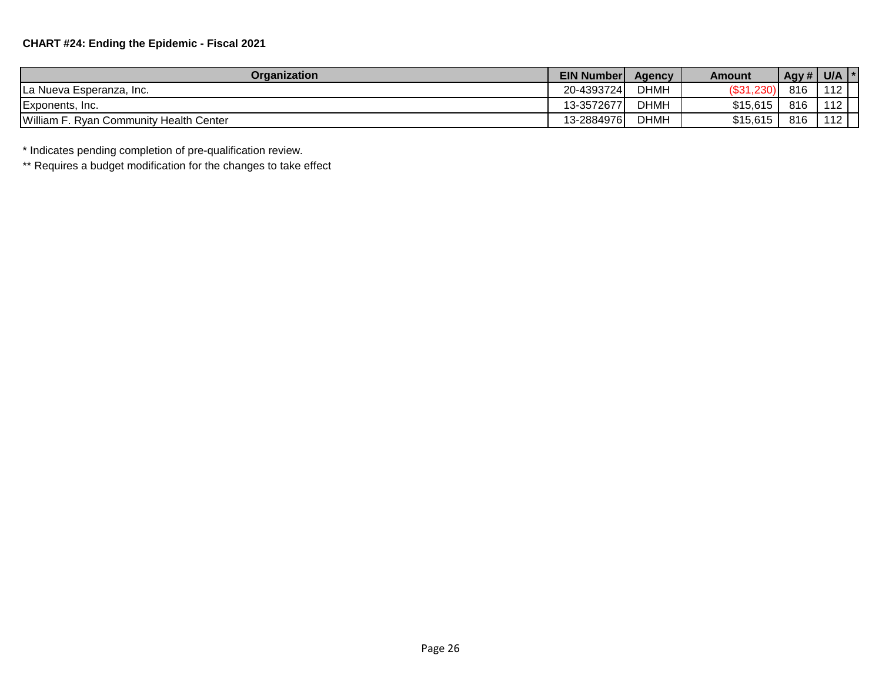**CHART #24: Ending the Epidemic - Fiscal 2021**

| Organization | EIN Number | Agency | Amount | Agy # | U/A | * |
|---|---|---|---|---|---|---|
| La Nueva Esperanza, Inc. | 20-4393724 | DHMH | ($31,230) | 816 | 112 | |
| Exponents, Inc. | 13-3572677 | DHMH | $15,615 | 816 | 112 | |
| William F. Ryan Community Health Center | 13-2884976 | DHMH | $15,615 | 816 | 112 | |

* Indicates pending completion of pre-qualification review.

** Requires a budget modification for the changes to take effect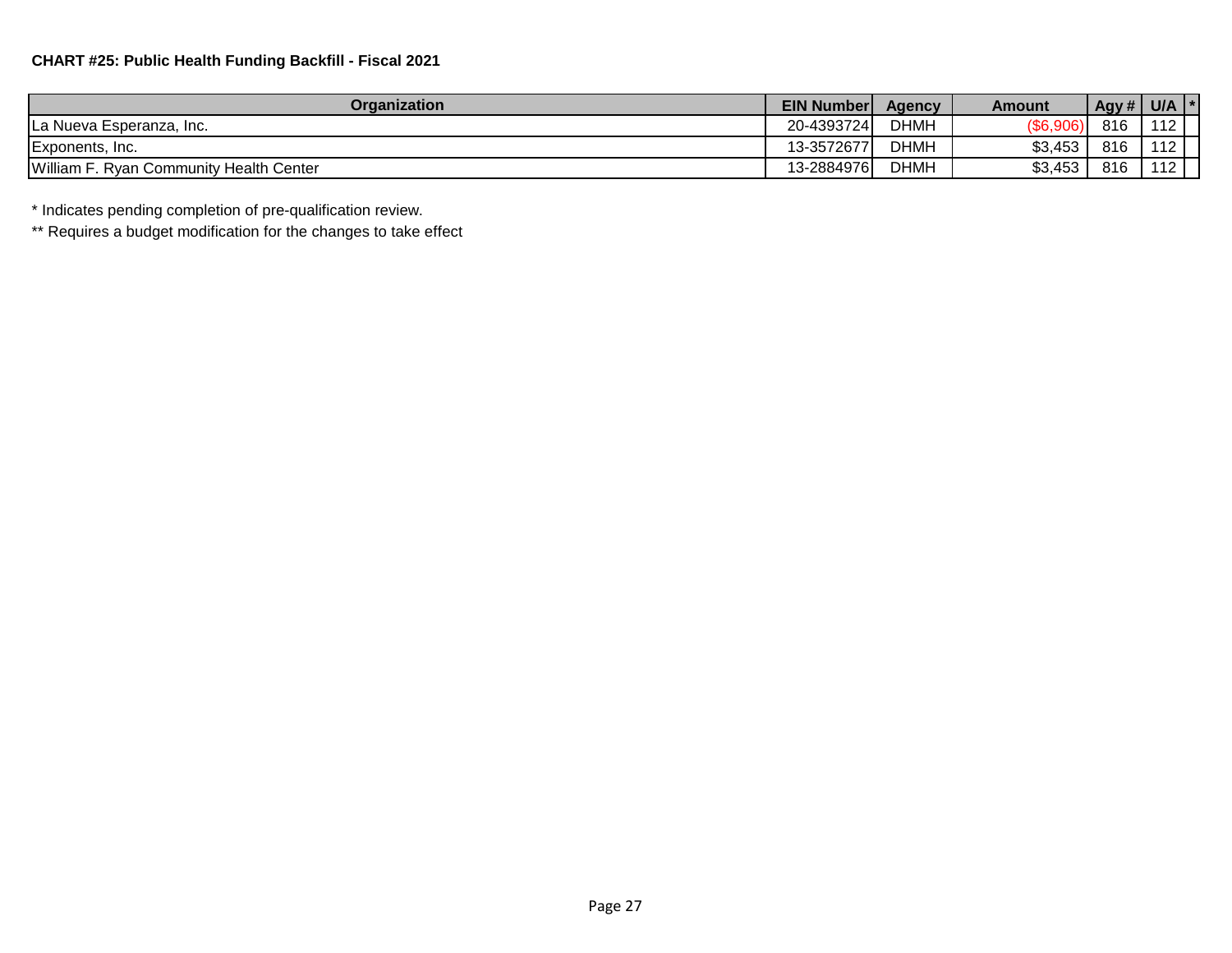**CHART #25: Public Health Funding Backfill - Fiscal 2021**

| Organization | EIN Number | Agency | Amount | Agy # | U/A | * |
| --- | --- | --- | --- | --- | --- | --- |
| La Nueva Esperanza, Inc. | 20-4393724 | DHMH | ($6,906) | 816 | 112 | |
| Exponents, Inc. | 13-3572677 | DHMH | $3,453 | 816 | 112 | |
| William F. Ryan Community Health Center | 13-2884976 | DHMH | $3,453 | 816 | 112 | |

* Indicates pending completion of pre-qualification review.

** Requires a budget modification for the changes to take effect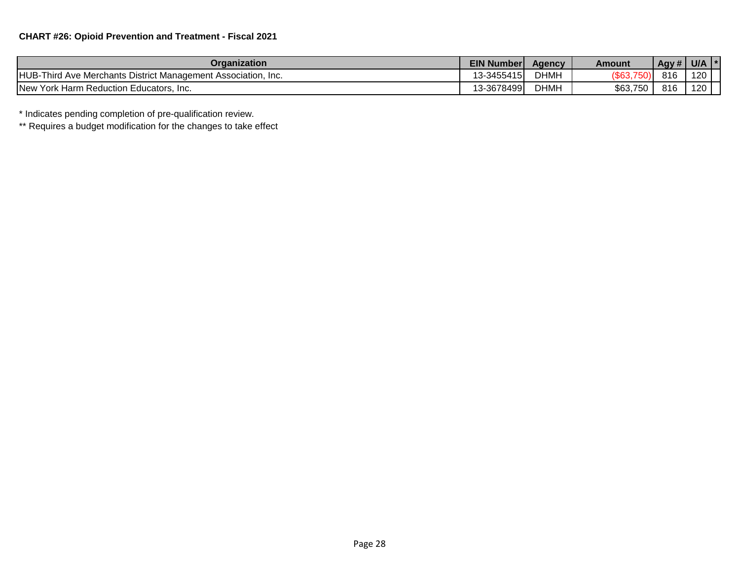**CHART #26: Opioid Prevention and Treatment - Fiscal 2021**

| Organization | EIN Number | Agency | Amount | Agy # | U/A | * |
|---|---|---|---|---|---|---|
| HUB-Third Ave Merchants District Management Association, Inc. | 13-3455415 | DHMH | ($63,750) | 816 | 120 | |
| New York Harm Reduction Educators, Inc. | 13-3678499 | DHMH | $63,750 | 816 | 120 | |

\* Indicates pending completion of pre-qualification review.

** Requires a budget modification for the changes to take effect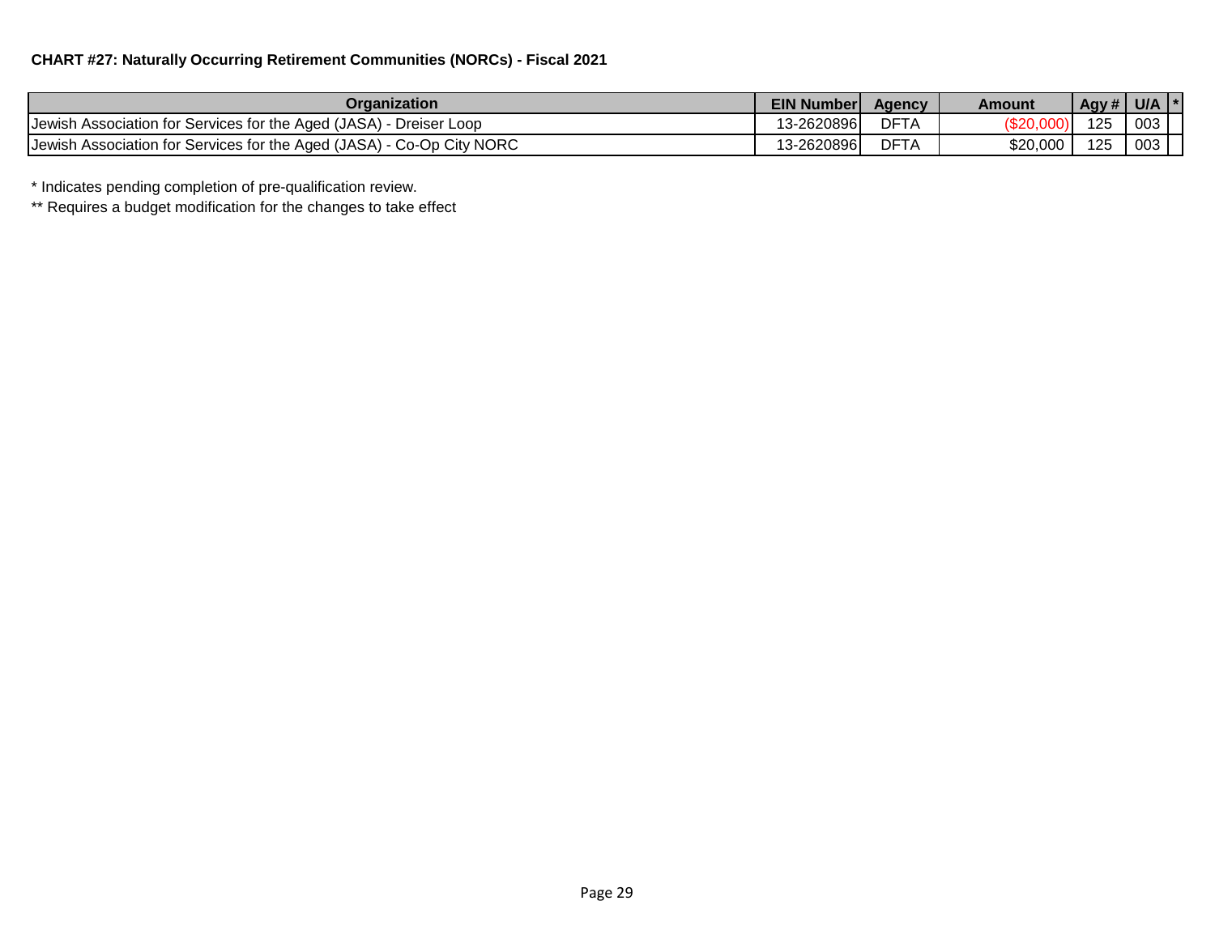**CHART #27: Naturally Occurring Retirement Communities (NORCs) - Fiscal 2021**

| Organization | EIN Number | Agency | Amount | Agy # | U/A | * |
|---|---|---|---|---|---|---|
| Jewish Association for Services for the Aged (JASA) - Dreiser Loop | 13-2620896 | DFTA | ($20,000) | 125 | 003 | |
| Jewish Association for Services for the Aged (JASA) - Co-Op City NORC | 13-2620896 | DFTA | $20,000 | 125 | 003 | |

* Indicates pending completion of pre-qualification review.

** Requires a budget modification for the changes to take effect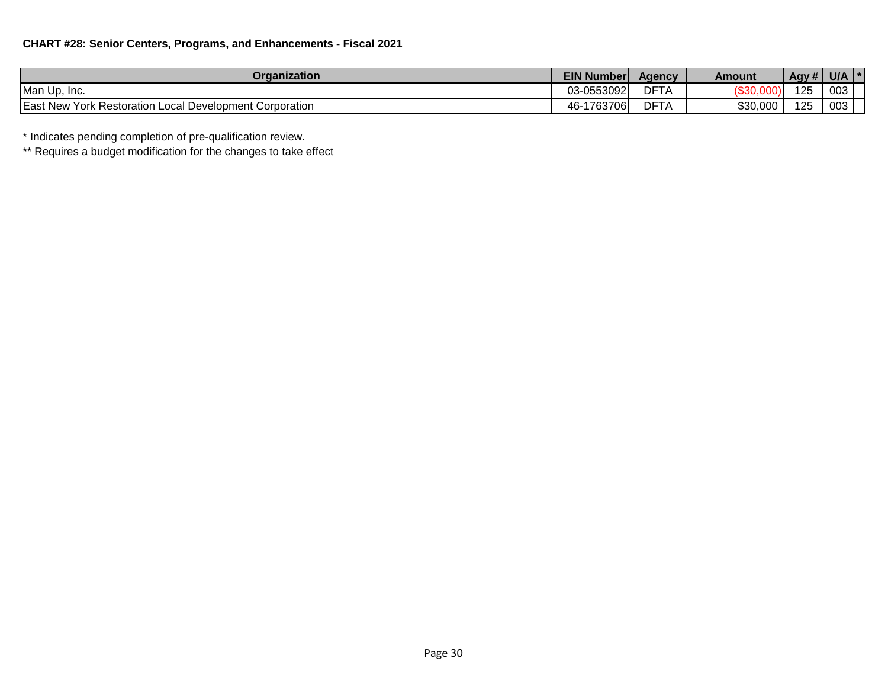**CHART #28: Senior Centers, Programs, and Enhancements - Fiscal 2021**

| Organization | EIN Number | Agency | Amount | Agy # | U/A | * |
|---|---|---|---|---|---|---|
| Man Up, Inc. | 03-0553092 | DFTA | ($30,000) | 125 | 003 | |
| East New York Restoration Local Development Corporation | 46-1763706 | DFTA | $30,000 | 125 | 003 | |

* Indicates pending completion of pre-qualification review.

** Requires a budget modification for the changes to take effect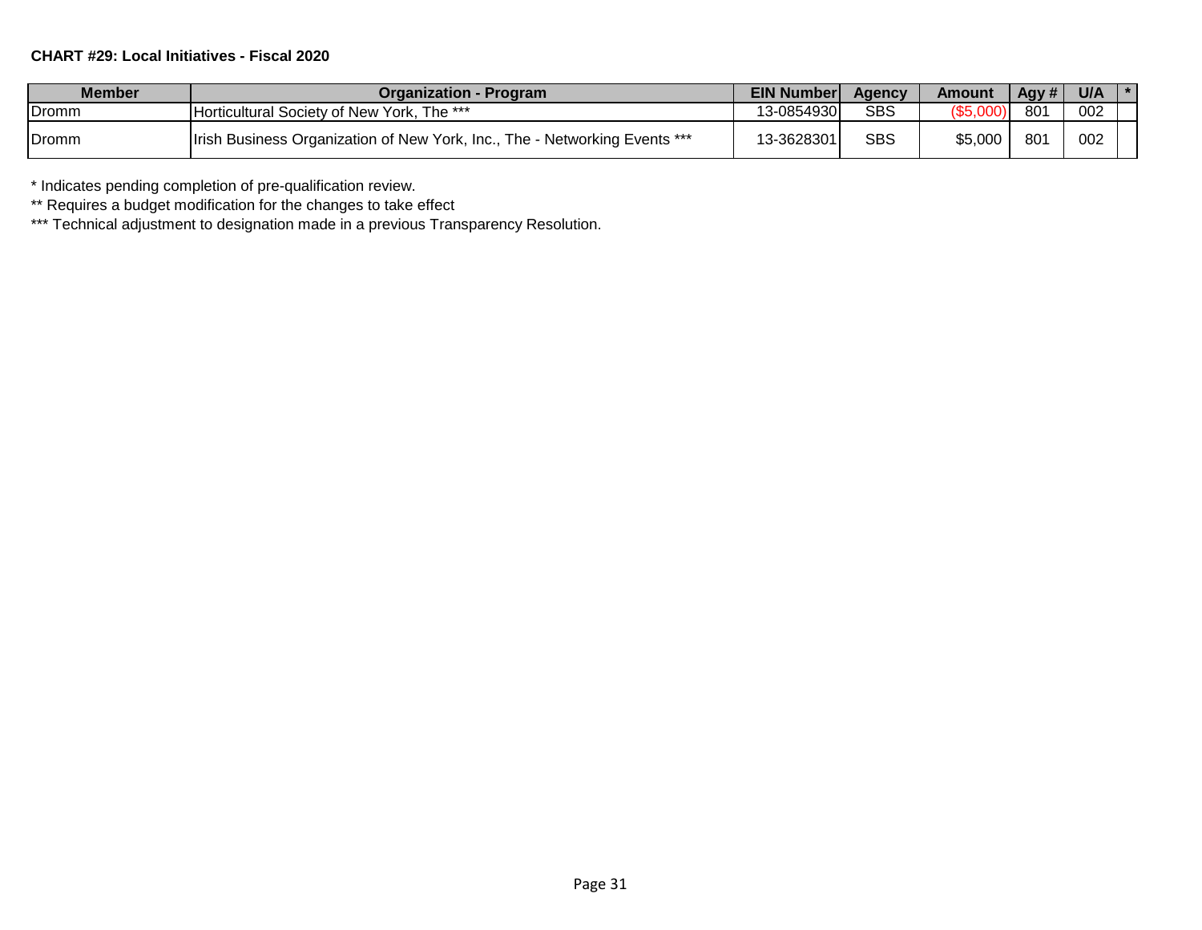**CHART #29: Local Initiatives - Fiscal 2020**

| Member | Organization - Program | EIN Number | Agency | Amount | Agy # | U/A | * |
|---|---|---|---|---|---|---|---|
| Dromm | Horticultural Society of New York, The *** | 13-0854930 | SBS | ($5,000) | 801 | 002 | |
| Dromm | Irish Business Organization of New York, Inc., The - Networking Events *** | 13-3628301 | SBS | $5,000 | 801 | 002 | |

* Indicates pending completion of pre-qualification review.

** Requires a budget modification for the changes to take effect

*** Technical adjustment to designation made in a previous Transparency Resolution.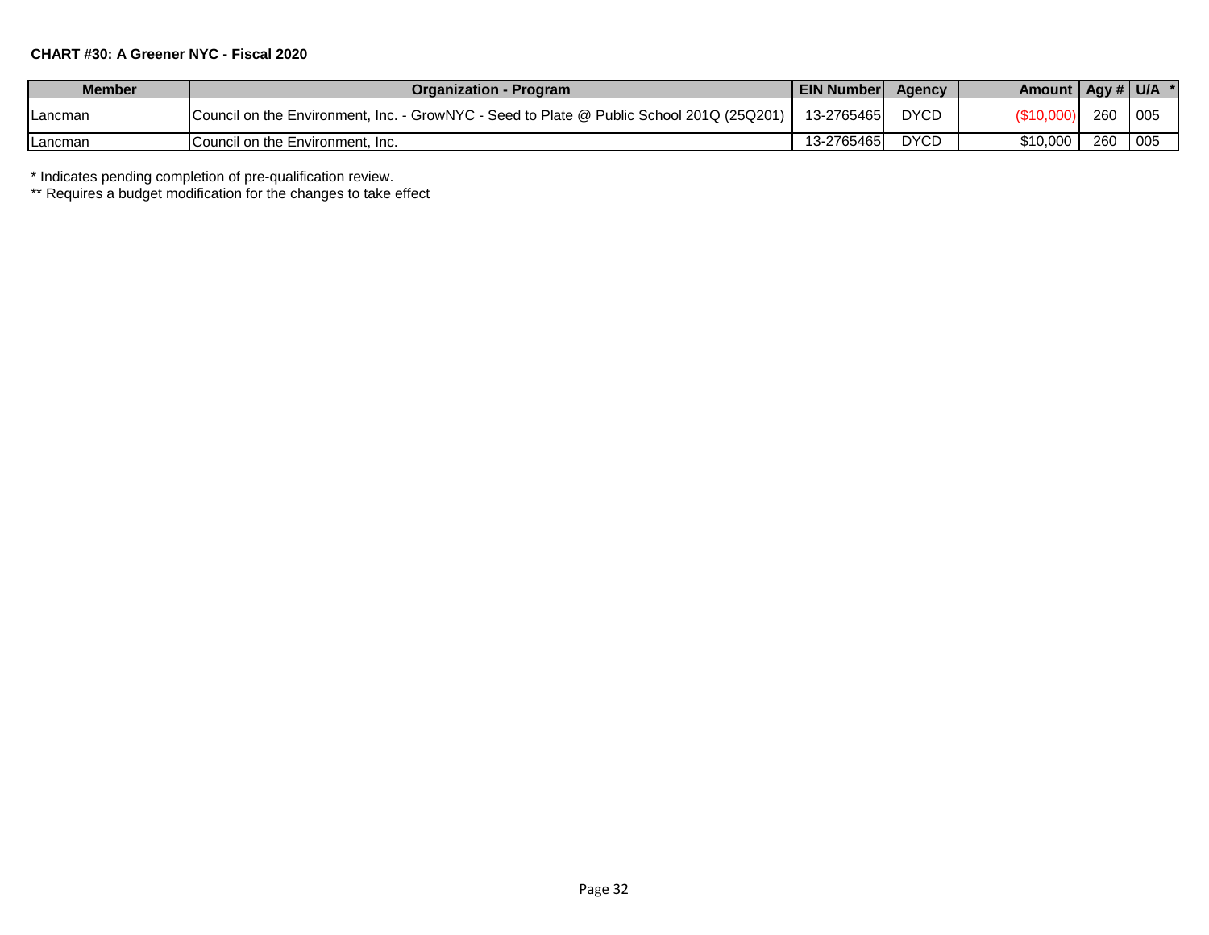**CHART #30: A Greener NYC - Fiscal 2020**

| Member | Organization - Program | EIN Number | Agency | Amount | Agy # | U/A | * |
|---|---|---|---|---|---|---|---|
| Lancman | Council on the Environment, Inc. - GrowNYC - Seed to Plate @ Public School 201Q (25Q201) | 13-2765465 | DYCD | ($10,000) | 260 | 005 | |
| Lancman | Council on the Environment, Inc. | 13-2765465 | DYCD | $10,000 | 260 | 005 | |

* Indicates pending completion of pre-qualification review.
** Requires a budget modification for the changes to take effect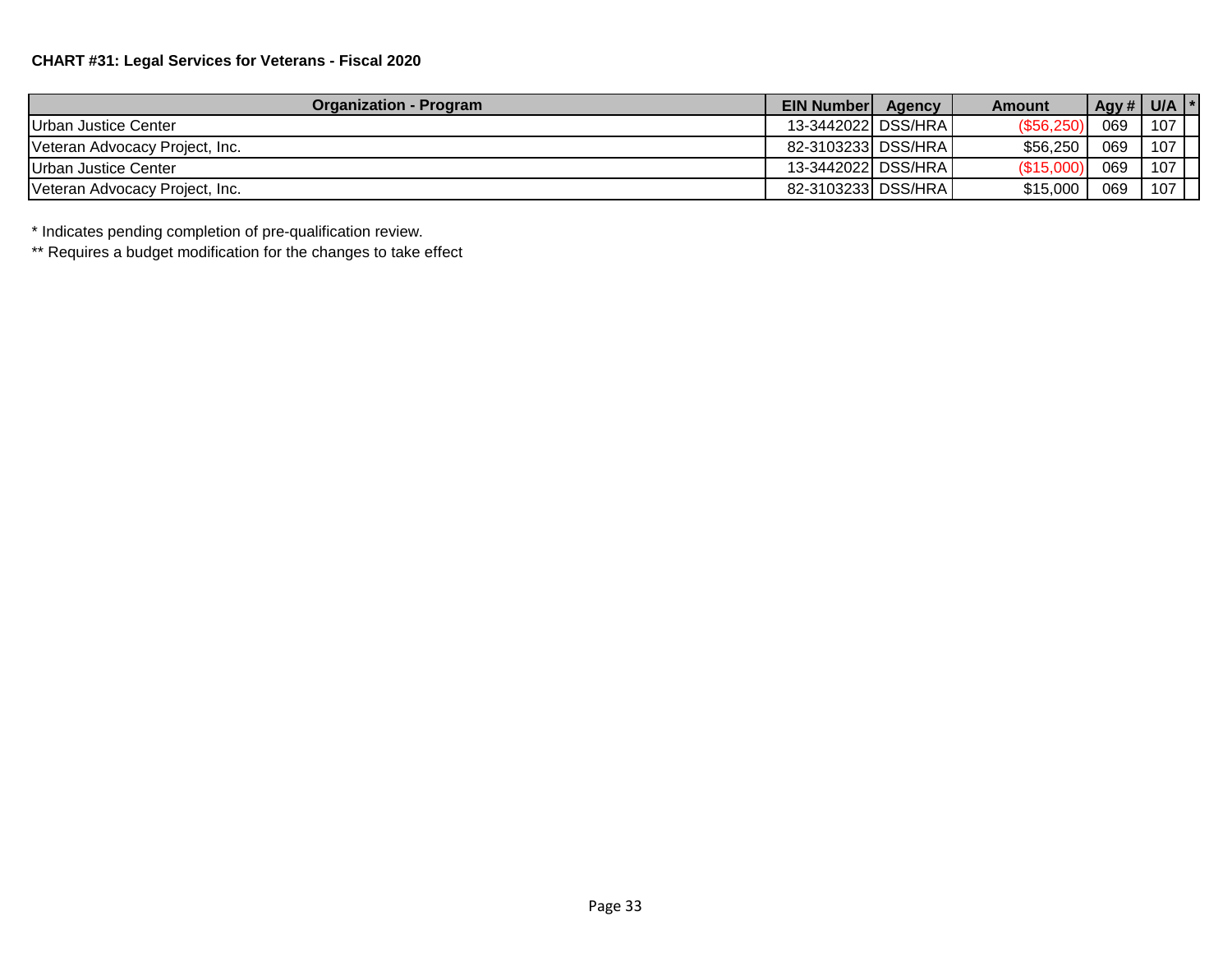**CHART #31: Legal Services for Veterans - Fiscal 2020**

| Organization - Program | EIN Number | Agency | Amount | Agy # | U/A | * |
|---|---|---|---|---|---|---|
| Urban Justice Center | 13-3442022 | DSS/HRA | ($56,250) | 069 | 107 | |
| Veteran Advocacy Project, Inc. | 82-3103233 | DSS/HRA | $56,250 | 069 | 107 | |
| Urban Justice Center | 13-3442022 | DSS/HRA | ($15,000) | 069 | 107 | |
| Veteran Advocacy Project, Inc. | 82-3103233 | DSS/HRA | $15,000 | 069 | 107 | |

* Indicates pending completion of pre-qualification review.

** Requires a budget modification for the changes to take effect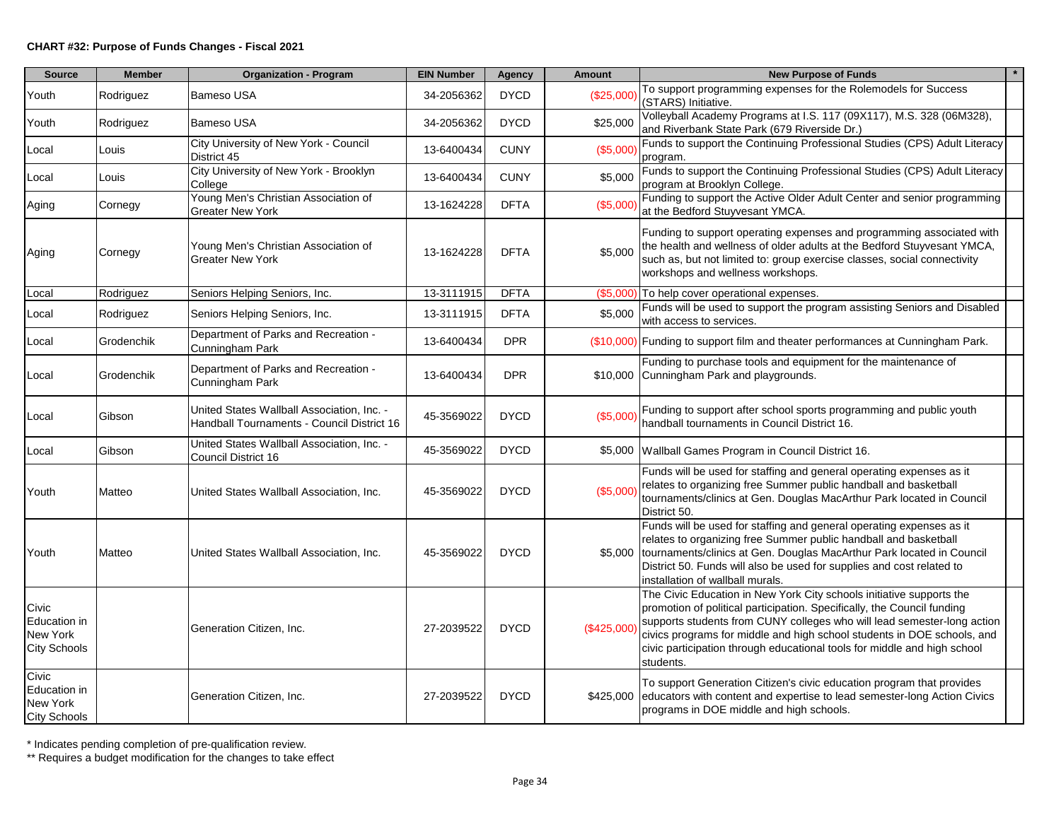**CHART #32: Purpose of Funds Changes - Fiscal 2021**

| Source | Member | Organization - Program | EIN Number | Agency | Amount | New Purpose of Funds | * |
|---|---|---|---|---|---|---|---|
| Youth | Rodriguez | Bameso USA | 34-2056362 | DYCD | ($25,000) | To support programming expenses for the Rolemodels for Success (STARS) Initiative. | |
| Youth | Rodriguez | Bameso USA | 34-2056362 | DYCD | $25,000 | Volleyball Academy Programs at I.S. 117 (09X117), M.S. 328 (06M328), and Riverbank State Park (679 Riverside Dr.) | |
| Local | Louis | City University of New York - Council District 45 | 13-6400434 | CUNY | ($5,000) | Funds to support the Continuing Professional Studies (CPS) Adult Literacy program. | |
| Local | Louis | City University of New York - Brooklyn College | 13-6400434 | CUNY | $5,000 | Funds to support the Continuing Professional Studies (CPS) Adult Literacy program at Brooklyn College. | |
| Aging | Cornegy | Young Men's Christian Association of Greater New York | 13-1624228 | DFTA | ($5,000) | Funding to support the Active Older Adult Center and senior programming at the Bedford Stuyvesant YMCA. | |
| Aging | Cornegy | Young Men's Christian Association of Greater New York | 13-1624228 | DFTA | $5,000 | Funding to support operating expenses and programming associated with the health and wellness of older adults at the Bedford Stuyvesant YMCA, such as, but not limited to: group exercise classes, social connectivity workshops and wellness workshops. | |
| Local | Rodriguez | Seniors Helping Seniors, Inc. | 13-3111915 | DFTA | ($5,000) | To help cover operational expenses. | |
| Local | Rodriguez | Seniors Helping Seniors, Inc. | 13-3111915 | DFTA | $5,000 | Funds will be used to support the program assisting Seniors and Disabled with access to services. | |
| Local | Grodenchik | Department of Parks and Recreation - Cunningham Park | 13-6400434 | DPR | ($10,000) | Funding to support film and theater performances at Cunningham Park. | |
| Local | Grodenchik | Department of Parks and Recreation - Cunningham Park | 13-6400434 | DPR | $10,000 | Funding to purchase tools and equipment for the maintenance of Cunningham Park and playgrounds. | |
| Local | Gibson | United States Wallball Association, Inc. - Handball Tournaments - Council District 16 | 45-3569022 | DYCD | ($5,000) | Funding to support after school sports programming and public youth handball tournaments in Council District 16. | |
| Local | Gibson | United States Wallball Association, Inc. - Council District 16 | 45-3569022 | DYCD | $5,000 | Wallball Games Program in Council District 16. | |
| Youth | Matteo | United States Wallball Association, Inc. | 45-3569022 | DYCD | ($5,000) | Funds will be used for staffing and general operating expenses as it relates to organizing free Summer public handball and basketball tournaments/clinics at Gen. Douglas MacArthur Park located in Council District 50. | |
| Youth | Matteo | United States Wallball Association, Inc. | 45-3569022 | DYCD | $5,000 | Funds will be used for staffing and general operating expenses as it relates to organizing free Summer public handball and basketball tournaments/clinics at Gen. Douglas MacArthur Park located in Council District 50. Funds will also be used for supplies and cost related to installation of wallball murals. | |
| Civic Education in New York City Schools | | Generation Citizen, Inc. | 27-2039522 | DYCD | ($425,000) | The Civic Education in New York City schools initiative supports the promotion of political participation. Specifically, the Council funding supports students from CUNY colleges who will lead semester-long action civics programs for middle and high school students in DOE schools, and civic participation through educational tools for middle and high school students. | |
| Civic Education in New York City Schools | | Generation Citizen, Inc. | 27-2039522 | DYCD | $425,000 | To support Generation Citizen's civic education program that provides educators with content and expertise to lead semester-long Action Civics programs in DOE middle and high schools. | |

\* Indicates pending completion of pre-qualification review.

\*\* Requires a budget modification for the changes to take effect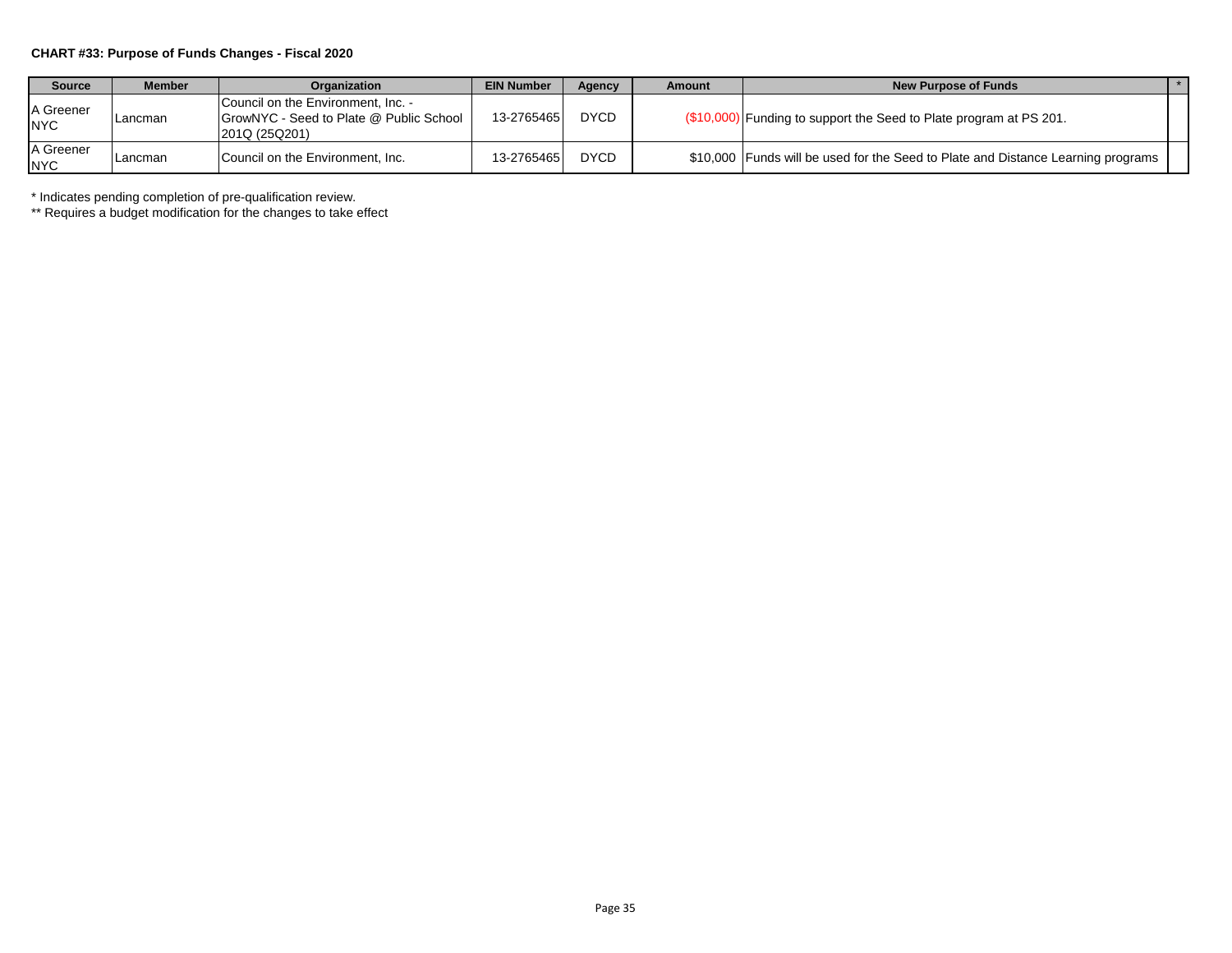**CHART #33: Purpose of Funds Changes - Fiscal 2020**

| Source | Member | Organization | EIN Number | Agency | Amount | New Purpose of Funds | * |
|---|---|---|---|---|---|---|---|
| A Greener NYC | Lancman | Council on the Environment, Inc. - GrowNYC - Seed to Plate @ Public School 201Q (25Q201) | 13-2765465 | DYCD | ($10,000) | Funding to support the Seed to Plate program at PS 201. | |
| A Greener NYC | Lancman | Council on the Environment, Inc. | 13-2765465 | DYCD | $10,000 | Funds will be used for the Seed to Plate and Distance Learning programs | |

* Indicates pending completion of pre-qualification review.

** Requires a budget modification for the changes to take effect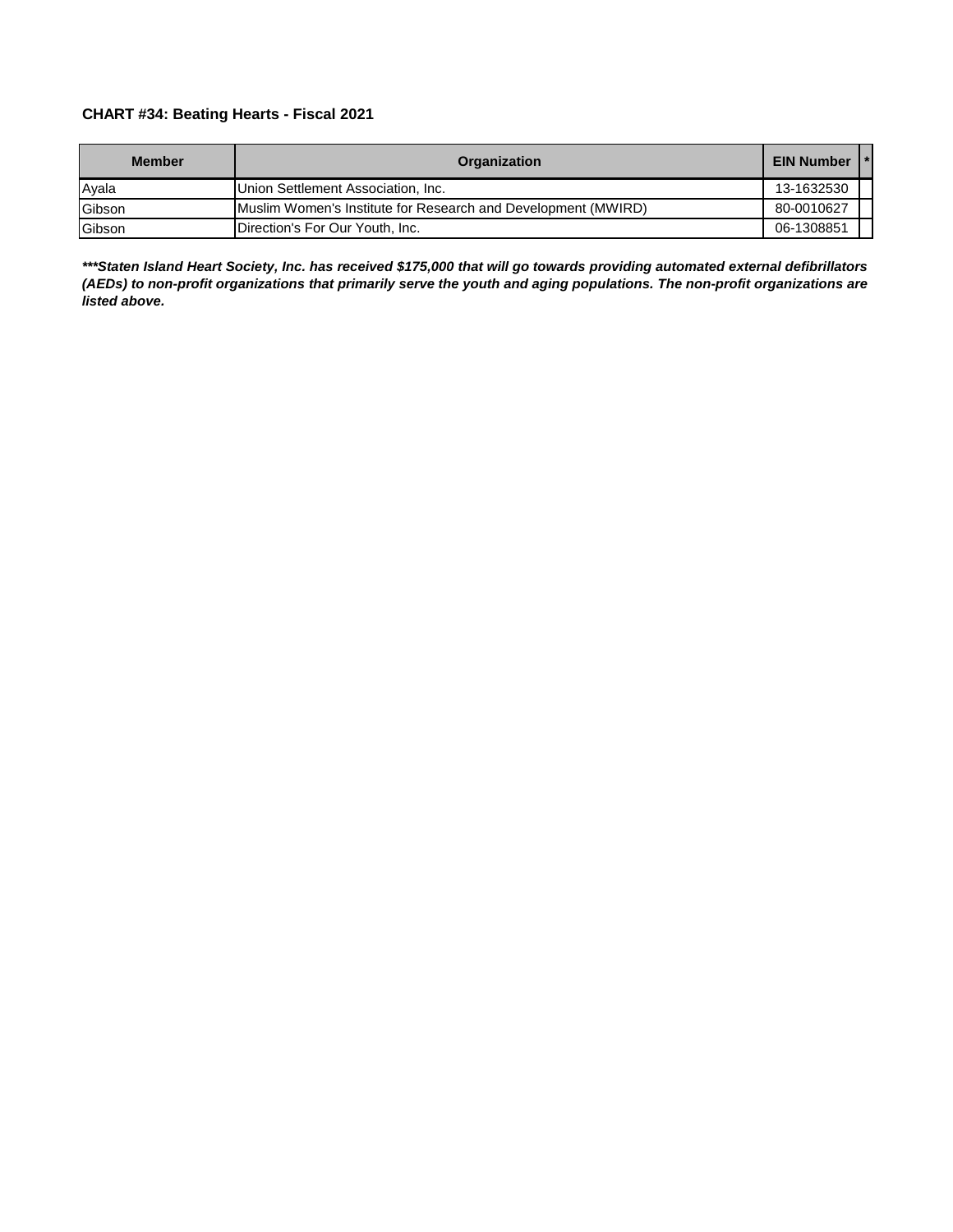**CHART #34: Beating Hearts - Fiscal 2021**

| Member | Organization | EIN Number | * |
|---|---|---|---|
| Ayala | Union Settlement Association, Inc. | 13-1632530 | |
| Gibson | Muslim Women's Institute for Research and Development (MWIRD) | 80-0010627 | |
| Gibson | Direction's For Our Youth, Inc. | 06-1308851 | |

***\*\*\*Staten Island Heart Society, Inc. has received $175,000 that will go towards providing automated external defibrillators (AEDs) to non-profit organizations that primarily serve the youth and aging populations. The non-profit organizations are listed above.***